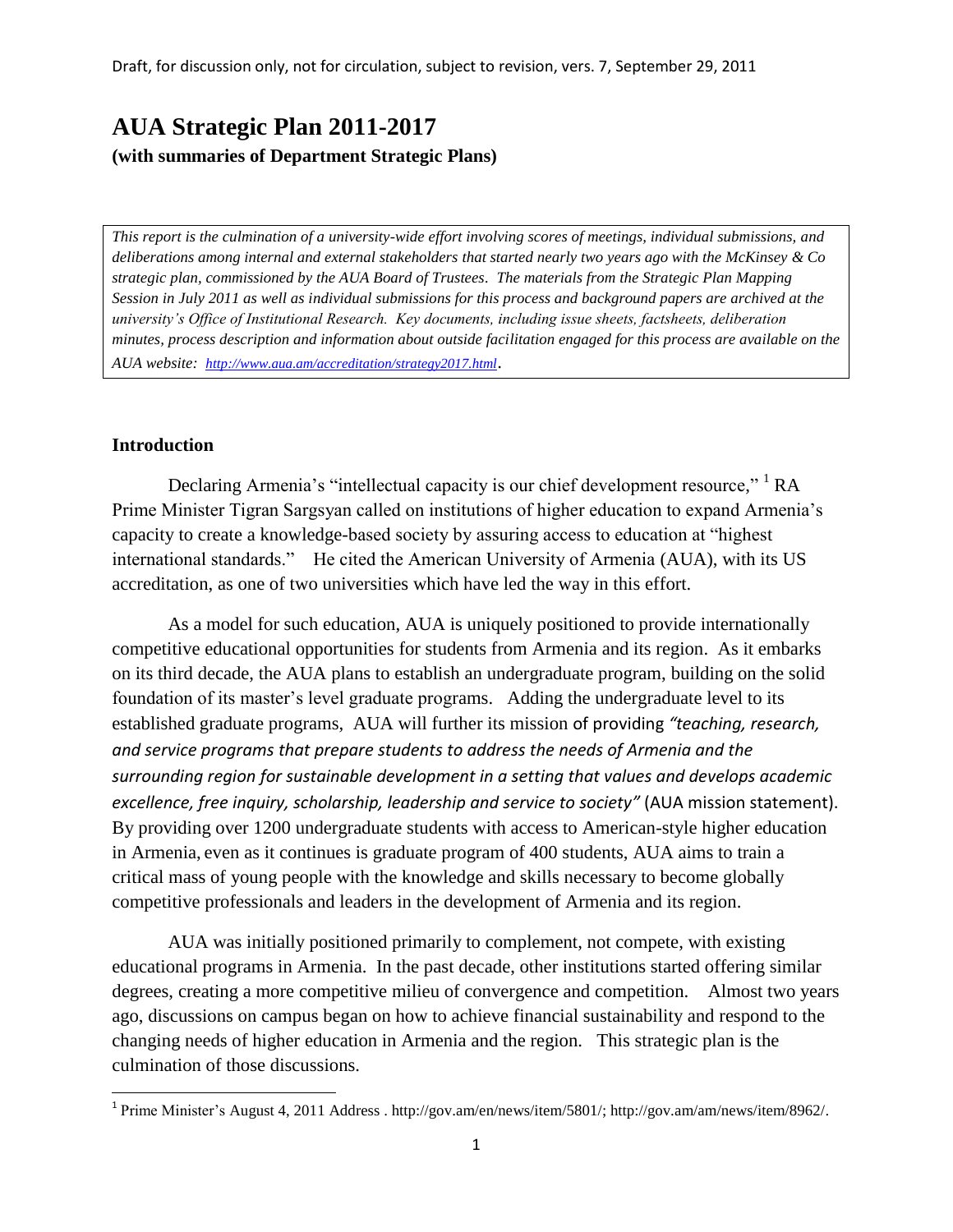Draft, for discussion only, not for circulation, subject to revision, vers. 7, September 29, 2011

# AUA Strategic Plan 2011-2017

**(with summaries of Department Strategic Plans)**

*This report is the culmination of a university-wide effort involving scores of meetings, individual submissions, and deliberations among internal and external stakeholders that started nearly two years ago with the McKinsey & Co strategic plan, commissioned by the AUA Board of Trustees. The materials from the Strategic Plan Mapping Session in July 2011 as well as individual submissions for this process and background papers are archived at the university's Office of Institutional Research. Key documents, including issue sheets, factsheets, deliberation minutes, process description and information about outside facilitation engaged for this process are available on the AUA website: http://www.aua.am/accreditation/strategy2017.html.*

## Introduction

Declaring Armenia's "intellectual capacity is our chief development resource,"[1] RA Prime Minister Tigran Sargsyan called on institutions of higher education to expand Armenia's capacity to create a knowledge-based society by assuring access to education at "highest international standards." He cited the American University of Armenia (AUA), with its US accreditation, as one of two universities which have led the way in this effort.

As a model for such education, AUA is uniquely positioned to provide internationally competitive educational opportunities for students from Armenia and its region. As it embarks on its third decade, the AUA plans to establish an undergraduate program, building on the solid foundation of its master's level graduate programs. Adding the undergraduate level to its established graduate programs, AUA will further its mission of providing *"teaching, research, and service programs that prepare students to address the needs of Armenia and the surrounding region for sustainable development in a setting that values and develops academic excellence, free inquiry, scholarship, leadership and service to society"* (AUA mission statement). By providing over 1200 undergraduate students with access to American-style higher education in Armenia, even as it continues is graduate program of 400 students, AUA aims to train a critical mass of young people with the knowledge and skills necessary to become globally competitive professionals and leaders in the development of Armenia and its region.

AUA was initially positioned primarily to complement, not compete, with existing educational programs in Armenia. In the past decade, other institutions started offering similar degrees, creating a more competitive milieu of convergence and competition. Almost two years ago, discussions on campus began on how to achieve financial sustainability and respond to the changing needs of higher education in Armenia and the region. This strategic plan is the culmination of those discussions.

[1] Prime Minister's August 4, 2011 Address . http://gov.am/en/news/item/5801/; http://gov.am/am/news/item/8962/.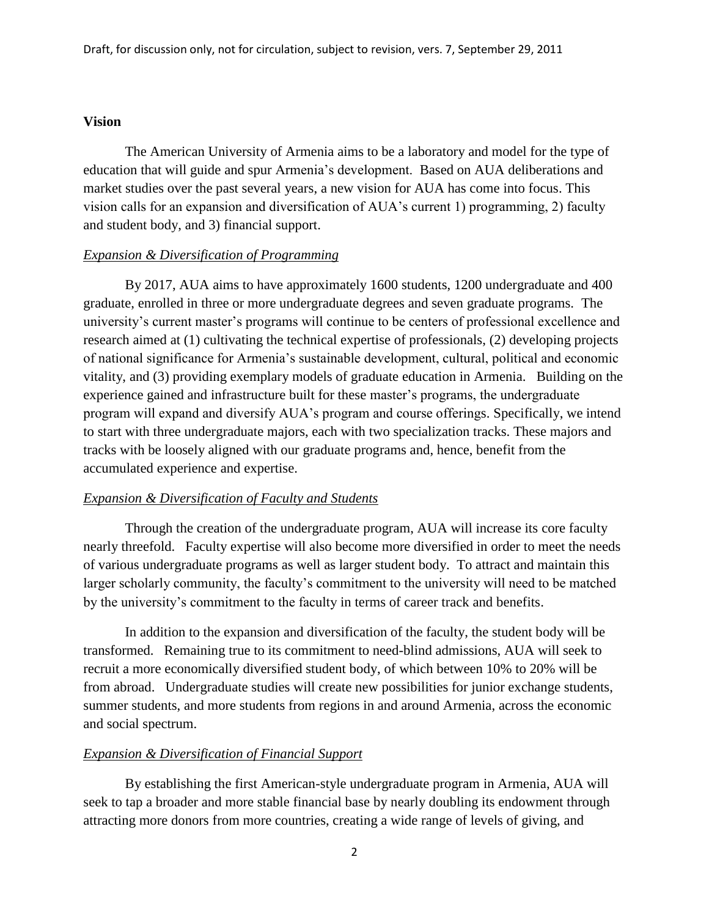**Vision**

The American University of Armenia aims to be a laboratory and model for the type of education that will guide and spur Armenia's development. Based on AUA deliberations and market studies over the past several years, a new vision for AUA has come into focus. This vision calls for an expansion and diversification of AUA's current 1) programming, 2) faculty and student body, and 3) financial support.

*Expansion & Diversification of Programming*

By 2017, AUA aims to have approximately 1600 students, 1200 undergraduate and 400 graduate, enrolled in three or more undergraduate degrees and seven graduate programs. The university's current master's programs will continue to be centers of professional excellence and research aimed at (1) cultivating the technical expertise of professionals, (2) developing projects of national significance for Armenia's sustainable development, cultural, political and economic vitality, and (3) providing exemplary models of graduate education in Armenia. Building on the experience gained and infrastructure built for these master's programs, the undergraduate program will expand and diversify AUA's program and course offerings. Specifically, we intend to start with three undergraduate majors, each with two specialization tracks. These majors and tracks with be loosely aligned with our graduate programs and, hence, benefit from the accumulated experience and expertise.

*Expansion & Diversification of Faculty and Students*

Through the creation of the undergraduate program, AUA will increase its core faculty nearly threefold. Faculty expertise will also become more diversified in order to meet the needs of various undergraduate programs as well as larger student body. To attract and maintain this larger scholarly community, the faculty's commitment to the university will need to be matched by the university's commitment to the faculty in terms of career track and benefits.

In addition to the expansion and diversification of the faculty, the student body will be transformed. Remaining true to its commitment to need-blind admissions, AUA will seek to recruit a more economically diversified student body, of which between 10% to 20% will be from abroad. Undergraduate studies will create new possibilities for junior exchange students, summer students, and more students from regions in and around Armenia, across the economic and social spectrum.

*Expansion & Diversification of Financial Support*

By establishing the first American-style undergraduate program in Armenia, AUA will seek to tap a broader and more stable financial base by nearly doubling its endowment through attracting more donors from more countries, creating a wide range of levels of giving, and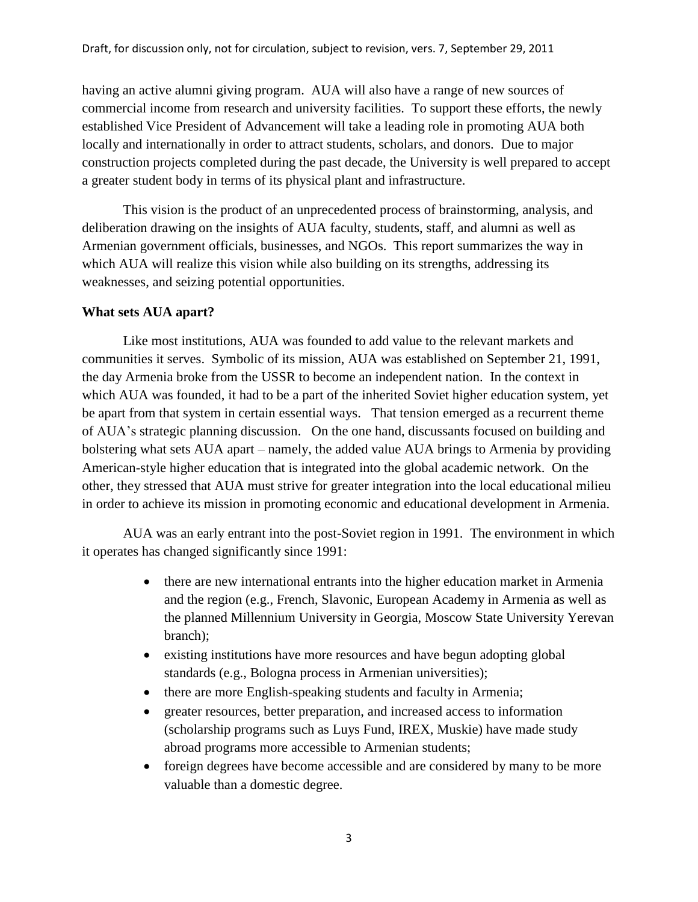having an active alumni giving program. AUA will also have a range of new sources of commercial income from research and university facilities. To support these efforts, the newly established Vice President of Advancement will take a leading role in promoting AUA both locally and internationally in order to attract students, scholars, and donors. Due to major construction projects completed during the past decade, the University is well prepared to accept a greater student body in terms of its physical plant and infrastructure.

This vision is the product of an unprecedented process of brainstorming, analysis, and deliberation drawing on the insights of AUA faculty, students, staff, and alumni as well as Armenian government officials, businesses, and NGOs. This report summarizes the way in which AUA will realize this vision while also building on its strengths, addressing its weaknesses, and seizing potential opportunities.

**What sets AUA apart?**

Like most institutions, AUA was founded to add value to the relevant markets and communities it serves. Symbolic of its mission, AUA was established on September 21, 1991, the day Armenia broke from the USSR to become an independent nation. In the context in which AUA was founded, it had to be a part of the inherited Soviet higher education system, yet be apart from that system in certain essential ways. That tension emerged as a recurrent theme of AUA's strategic planning discussion. On the one hand, discussants focused on building and bolstering what sets AUA apart – namely, the added value AUA brings to Armenia by providing American-style higher education that is integrated into the global academic network. On the other, they stressed that AUA must strive for greater integration into the local educational milieu in order to achieve its mission in promoting economic and educational development in Armenia.

AUA was an early entrant into the post-Soviet region in 1991. The environment in which it operates has changed significantly since 1991:

- there are new international entrants into the higher education market in Armenia and the region (e.g., French, Slavonic, European Academy in Armenia as well as the planned Millennium University in Georgia, Moscow State University Yerevan branch);
- existing institutions have more resources and have begun adopting global standards (e.g., Bologna process in Armenian universities);
- there are more English-speaking students and faculty in Armenia;
- greater resources, better preparation, and increased access to information (scholarship programs such as Luys Fund, IREX, Muskie) have made study abroad programs more accessible to Armenian students;
- foreign degrees have become accessible and are considered by many to be more valuable than a domestic degree.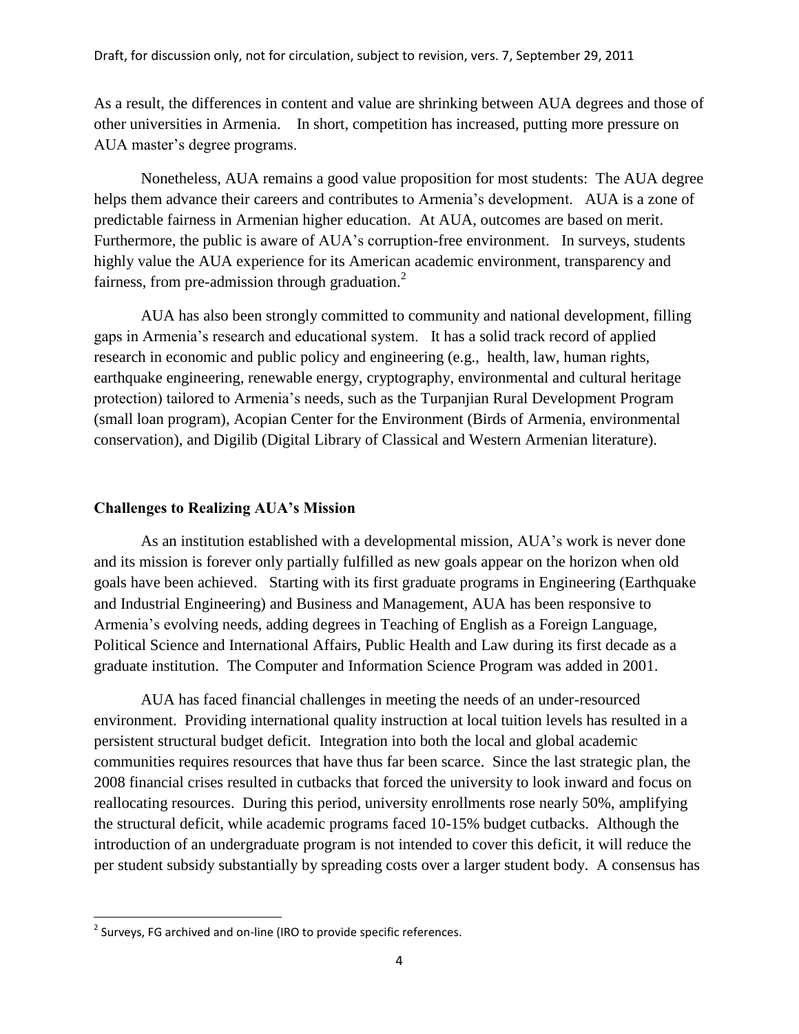As a result, the differences in content and value are shrinking between AUA degrees and those of other universities in Armenia. In short, competition has increased, putting more pressure on AUA master's degree programs.

Nonetheless, AUA remains a good value proposition for most students: The AUA degree helps them advance their careers and contributes to Armenia's development. AUA is a zone of predictable fairness in Armenian higher education. At AUA, outcomes are based on merit. Furthermore, the public is aware of AUA's corruption-free environment. In surveys, students highly value the AUA experience for its American academic environment, transparency and fairness, from pre-admission through graduation.[2]

AUA has also been strongly committed to community and national development, filling gaps in Armenia's research and educational system. It has a solid track record of applied research in economic and public policy and engineering (e.g., health, law, human rights, earthquake engineering, renewable energy, cryptography, environmental and cultural heritage protection) tailored to Armenia's needs, such as the Turpanjian Rural Development Program (small loan program), Acopian Center for the Environment (Birds of Armenia, environmental conservation), and Digilib (Digital Library of Classical and Western Armenian literature).

## Challenges to Realizing AUA's Mission

As an institution established with a developmental mission, AUA's work is never done and its mission is forever only partially fulfilled as new goals appear on the horizon when old goals have been achieved. Starting with its first graduate programs in Engineering (Earthquake and Industrial Engineering) and Business and Management, AUA has been responsive to Armenia's evolving needs, adding degrees in Teaching of English as a Foreign Language, Political Science and International Affairs, Public Health and Law during its first decade as a graduate institution. The Computer and Information Science Program was added in 2001.

AUA has faced financial challenges in meeting the needs of an under-resourced environment. Providing international quality instruction at local tuition levels has resulted in a persistent structural budget deficit. Integration into both the local and global academic communities requires resources that have thus far been scarce. Since the last strategic plan, the 2008 financial crises resulted in cutbacks that forced the university to look inward and focus on reallocating resources. During this period, university enrollments rose nearly 50%, amplifying the structural deficit, while academic programs faced 10-15% budget cutbacks. Although the introduction of an undergraduate program is not intended to cover this deficit, it will reduce the per student subsidy substantially by spreading costs over a larger student body. A consensus has

[2] Surveys, FG archived and on-line (IRO to provide specific references.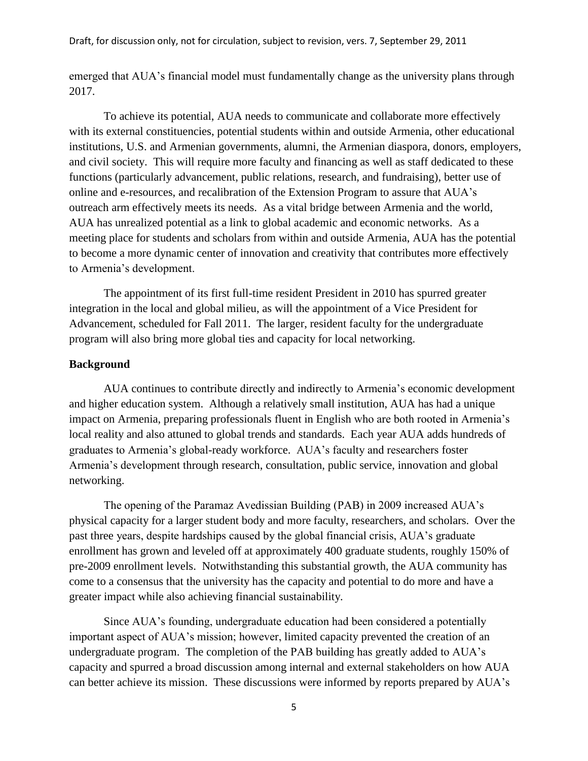emerged that AUA's financial model must fundamentally change as the university plans through 2017.

To achieve its potential, AUA needs to communicate and collaborate more effectively with its external constituencies, potential students within and outside Armenia, other educational institutions, U.S. and Armenian governments, alumni, the Armenian diaspora, donors, employers, and civil society. This will require more faculty and financing as well as staff dedicated to these functions (particularly advancement, public relations, research, and fundraising), better use of online and e-resources, and recalibration of the Extension Program to assure that AUA's outreach arm effectively meets its needs. As a vital bridge between Armenia and the world, AUA has unrealized potential as a link to global academic and economic networks. As a meeting place for students and scholars from within and outside Armenia, AUA has the potential to become a more dynamic center of innovation and creativity that contributes more effectively to Armenia's development.

The appointment of its first full-time resident President in 2010 has spurred greater integration in the local and global milieu, as will the appointment of a Vice President for Advancement, scheduled for Fall 2011. The larger, resident faculty for the undergraduate program will also bring more global ties and capacity for local networking.

**Background**

AUA continues to contribute directly and indirectly to Armenia's economic development and higher education system. Although a relatively small institution, AUA has had a unique impact on Armenia, preparing professionals fluent in English who are both rooted in Armenia's local reality and also attuned to global trends and standards. Each year AUA adds hundreds of graduates to Armenia's global-ready workforce. AUA's faculty and researchers foster Armenia's development through research, consultation, public service, innovation and global networking.

The opening of the Paramaz Avedissian Building (PAB) in 2009 increased AUA's physical capacity for a larger student body and more faculty, researchers, and scholars. Over the past three years, despite hardships caused by the global financial crisis, AUA's graduate enrollment has grown and leveled off at approximately 400 graduate students, roughly 150% of pre-2009 enrollment levels. Notwithstanding this substantial growth, the AUA community has come to a consensus that the university has the capacity and potential to do more and have a greater impact while also achieving financial sustainability.

Since AUA's founding, undergraduate education had been considered a potentially important aspect of AUA's mission; however, limited capacity prevented the creation of an undergraduate program. The completion of the PAB building has greatly added to AUA's capacity and spurred a broad discussion among internal and external stakeholders on how AUA can better achieve its mission. These discussions were informed by reports prepared by AUA's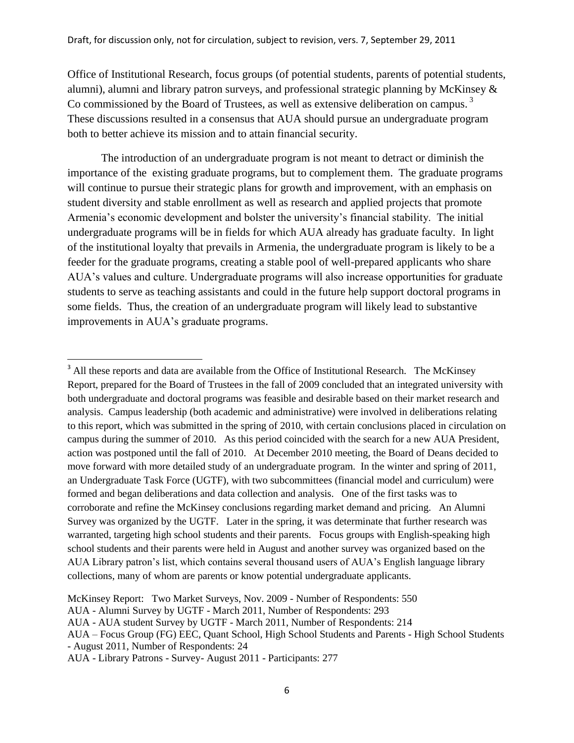Office of Institutional Research, focus groups (of potential students, parents of potential students, alumni), alumni and library patron surveys, and professional strategic planning by McKinsey & Co commissioned by the Board of Trustees, as well as extensive deliberation on campus.[3] These discussions resulted in a consensus that AUA should pursue an undergraduate program both to better achieve its mission and to attain financial security.

The introduction of an undergraduate program is not meant to detract or diminish the importance of the existing graduate programs, but to complement them. The graduate programs will continue to pursue their strategic plans for growth and improvement, with an emphasis on student diversity and stable enrollment as well as research and applied projects that promote Armenia's economic development and bolster the university's financial stability. The initial undergraduate programs will be in fields for which AUA already has graduate faculty. In light of the institutional loyalty that prevails in Armenia, the undergraduate program is likely to be a feeder for the graduate programs, creating a stable pool of well-prepared applicants who share AUA's values and culture. Undergraduate programs will also increase opportunities for graduate students to serve as teaching assistants and could in the future help support doctoral programs in some fields. Thus, the creation of an undergraduate program will likely lead to substantive improvements in AUA's graduate programs.

---

[3] All these reports and data are available from the Office of Institutional Research. The McKinsey Report, prepared for the Board of Trustees in the fall of 2009 concluded that an integrated university with both undergraduate and doctoral programs was feasible and desirable based on their market research and analysis. Campus leadership (both academic and administrative) were involved in deliberations relating to this report, which was submitted in the spring of 2010, with certain conclusions placed in circulation on campus during the summer of 2010. As this period coincided with the search for a new AUA President, action was postponed until the fall of 2010. At December 2010 meeting, the Board of Deans decided to move forward with more detailed study of an undergraduate program. In the winter and spring of 2011, an Undergraduate Task Force (UGTF), with two subcommittees (financial model and curriculum) were formed and began deliberations and data collection and analysis. One of the first tasks was to corroborate and refine the McKinsey conclusions regarding market demand and pricing. An Alumni Survey was organized by the UGTF. Later in the spring, it was determinate that further research was warranted, targeting high school students and their parents. Focus groups with English-speaking high school students and their parents were held in August and another survey was organized based on the AUA Library patron's list, which contains several thousand users of AUA's English language library collections, many of whom are parents or know potential undergraduate applicants.

McKinsey Report: Two Market Surveys, Nov. 2009 - Number of Respondents: 550
AUA - Alumni Survey by UGTF - March 2011, Number of Respondents: 293
AUA - AUA student Survey by UGTF - March 2011, Number of Respondents: 214
AUA – Focus Group (FG) EEC, Quant School, High School Students and Parents - High School Students - August 2011, Number of Respondents: 24
AUA - Library Patrons - Survey- August 2011 - Participants: 277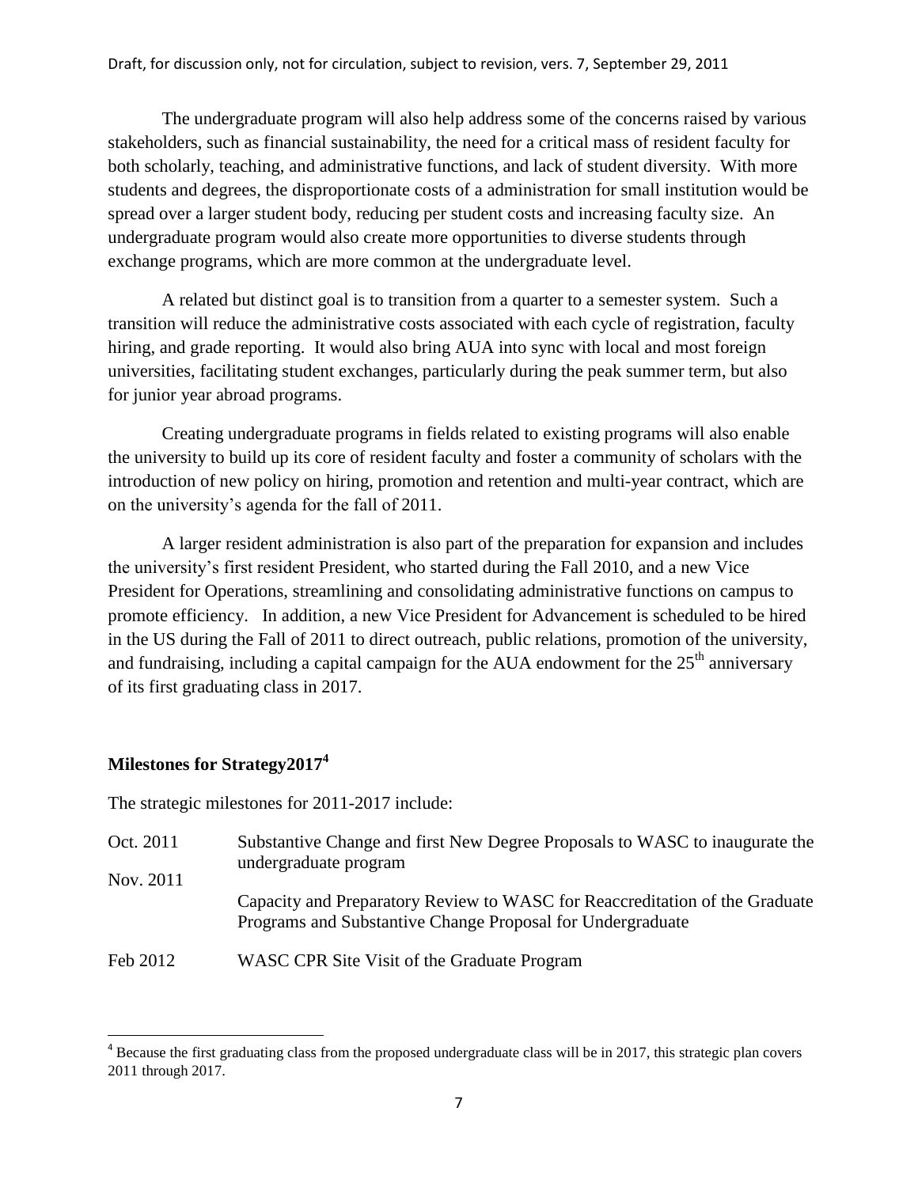The undergraduate program will also help address some of the concerns raised by various stakeholders, such as financial sustainability, the need for a critical mass of resident faculty for both scholarly, teaching, and administrative functions, and lack of student diversity. With more students and degrees, the disproportionate costs of a administration for small institution would be spread over a larger student body, reducing per student costs and increasing faculty size. An undergraduate program would also create more opportunities to diverse students through exchange programs, which are more common at the undergraduate level.

A related but distinct goal is to transition from a quarter to a semester system. Such a transition will reduce the administrative costs associated with each cycle of registration, faculty hiring, and grade reporting. It would also bring AUA into sync with local and most foreign universities, facilitating student exchanges, particularly during the peak summer term, but also for junior year abroad programs.

Creating undergraduate programs in fields related to existing programs will also enable the university to build up its core of resident faculty and foster a community of scholars with the introduction of new policy on hiring, promotion and retention and multi-year contract, which are on the university's agenda for the fall of 2011.

A larger resident administration is also part of the preparation for expansion and includes the university's first resident President, who started during the Fall 2010, and a new Vice President for Operations, streamlining and consolidating administrative functions on campus to promote efficiency. In addition, a new Vice President for Advancement is scheduled to be hired in the US during the Fall of 2011 to direct outreach, public relations, promotion of the university, and fundraising, including a capital campaign for the AUA endowment for the 25th anniversary of its first graduating class in 2017.

## Milestones for Strategy2017[4]

The strategic milestones for 2011-2017 include:

| | |
|---|---|
| Oct. 2011 | Substantive Change and first New Degree Proposals to WASC to inaugurate the undergraduate program |
| Nov. 2011 | Capacity and Preparatory Review to WASC for Reaccreditation of the Graduate Programs and Substantive Change Proposal for Undergraduate |
| Feb 2012 | WASC CPR Site Visit of the Graduate Program |

[4] Because the first graduating class from the proposed undergraduate class will be in 2017, this strategic plan covers 2011 through 2017.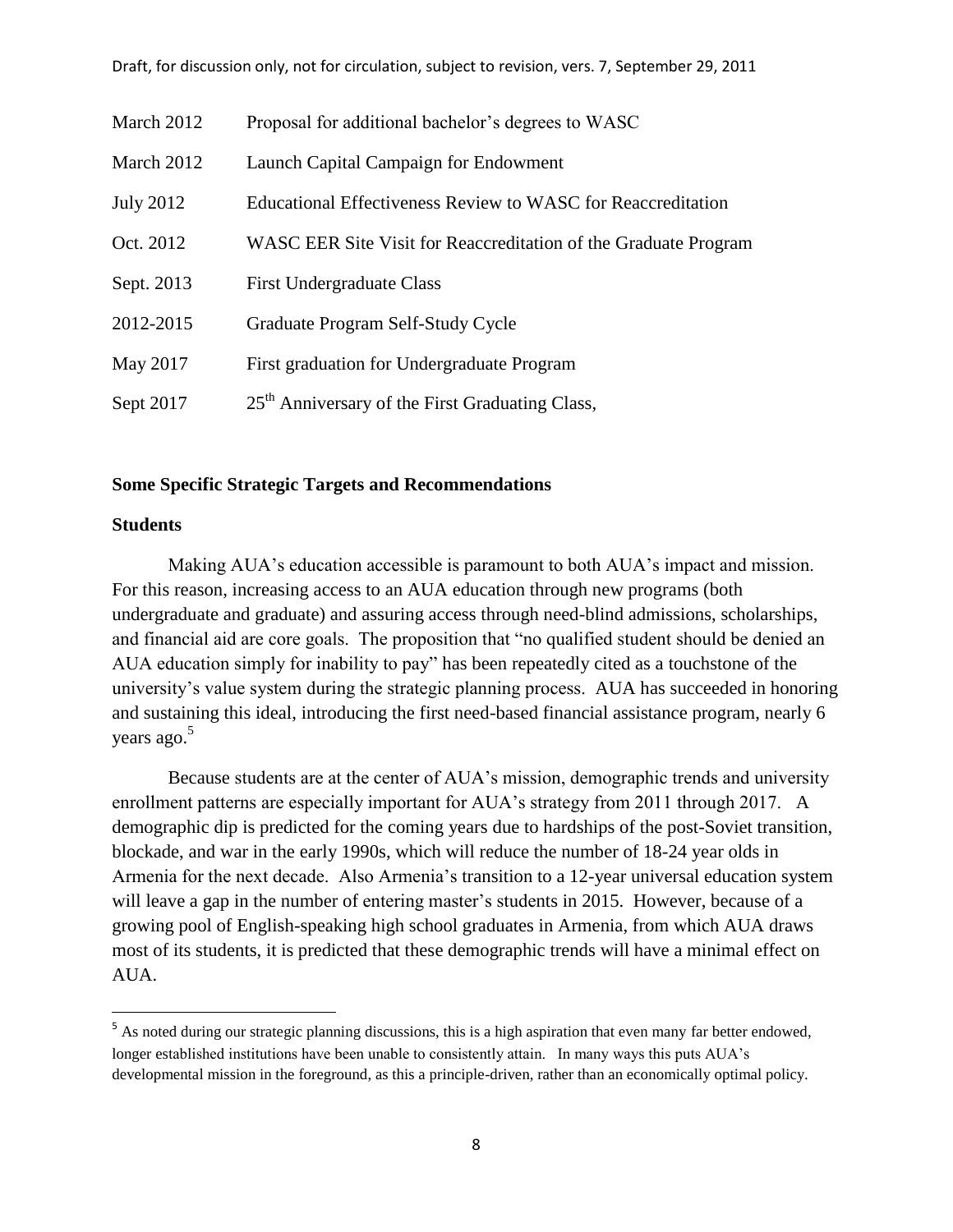| | |
|---|---|
| March 2012 | Proposal for additional bachelor's degrees to WASC |
| March 2012 | Launch Capital Campaign for Endowment |
| July 2012 | Educational Effectiveness Review to WASC for Reaccreditation |
| Oct. 2012 | WASC EER Site Visit for Reaccreditation of the Graduate Program |
| Sept. 2013 | First Undergraduate Class |
| 2012-2015 | Graduate Program Self-Study Cycle |
| May 2017 | First graduation for Undergraduate Program |
| Sept 2017 | 25th Anniversary of the First Graduating Class, |

**Some Specific Strategic Targets and Recommendations**

**Students**

Making AUA's education accessible is paramount to both AUA's impact and mission. For this reason, increasing access to an AUA education through new programs (both undergraduate and graduate) and assuring access through need-blind admissions, scholarships, and financial aid are core goals. The proposition that "no qualified student should be denied an AUA education simply for inability to pay" has been repeatedly cited as a touchstone of the university's value system during the strategic planning process. AUA has succeeded in honoring and sustaining this ideal, introducing the first need-based financial assistance program, nearly 6 years ago.[5]

Because students are at the center of AUA's mission, demographic trends and university enrollment patterns are especially important for AUA's strategy from 2011 through 2017. A demographic dip is predicted for the coming years due to hardships of the post-Soviet transition, blockade, and war in the early 1990s, which will reduce the number of 18-24 year olds in Armenia for the next decade. Also Armenia's transition to a 12-year universal education system will leave a gap in the number of entering master's students in 2015. However, because of a growing pool of English-speaking high school graduates in Armenia, from which AUA draws most of its students, it is predicted that these demographic trends will have a minimal effect on AUA.

[5] As noted during our strategic planning discussions, this is a high aspiration that even many far better endowed, longer established institutions have been unable to consistently attain. In many ways this puts AUA's developmental mission in the foreground, as this a principle-driven, rather than an economically optimal policy.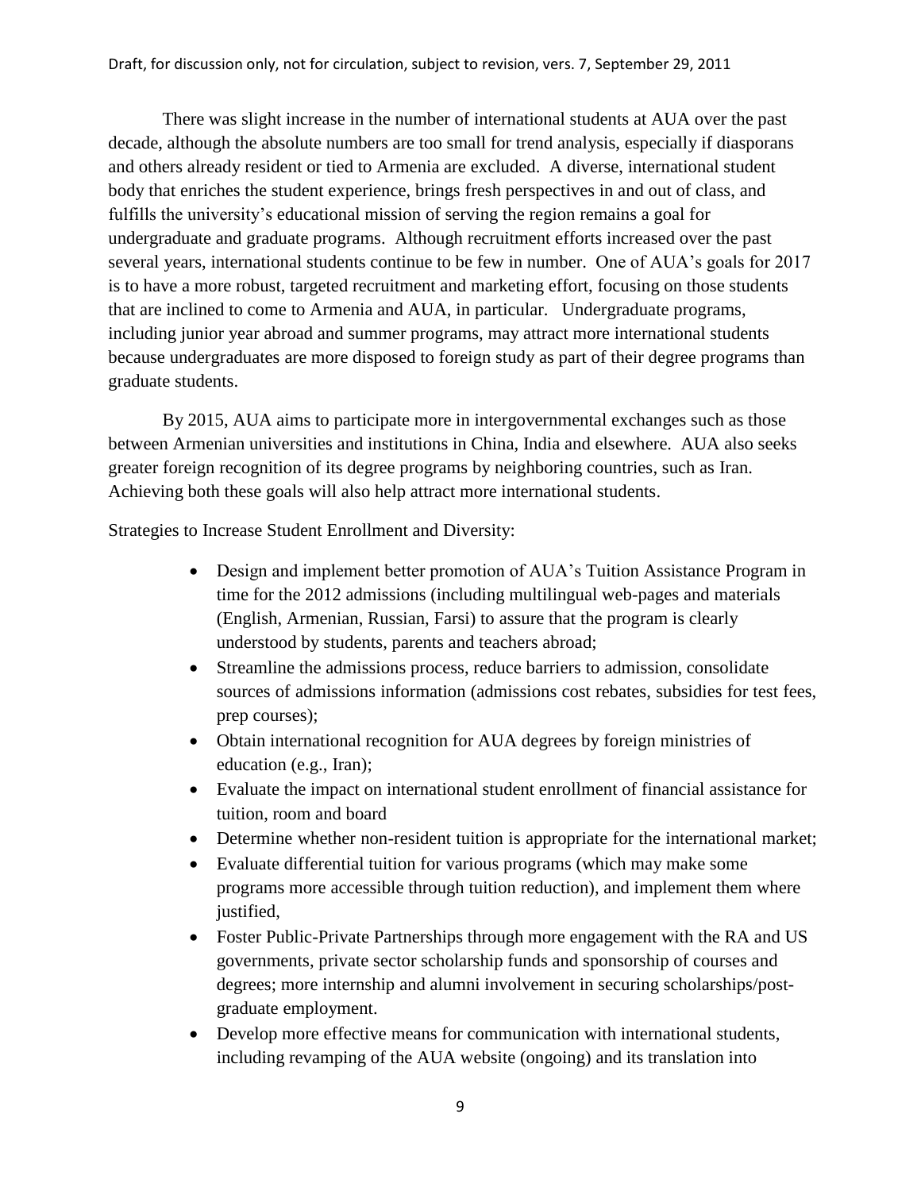There was slight increase in the number of international students at AUA over the past decade, although the absolute numbers are too small for trend analysis, especially if diasporans and others already resident or tied to Armenia are excluded. A diverse, international student body that enriches the student experience, brings fresh perspectives in and out of class, and fulfills the university's educational mission of serving the region remains a goal for undergraduate and graduate programs. Although recruitment efforts increased over the past several years, international students continue to be few in number. One of AUA's goals for 2017 is to have a more robust, targeted recruitment and marketing effort, focusing on those students that are inclined to come to Armenia and AUA, in particular. Undergraduate programs, including junior year abroad and summer programs, may attract more international students because undergraduates are more disposed to foreign study as part of their degree programs than graduate students.

By 2015, AUA aims to participate more in intergovernmental exchanges such as those between Armenian universities and institutions in China, India and elsewhere. AUA also seeks greater foreign recognition of its degree programs by neighboring countries, such as Iran. Achieving both these goals will also help attract more international students.

Strategies to Increase Student Enrollment and Diversity:

- Design and implement better promotion of AUA's Tuition Assistance Program in time for the 2012 admissions (including multilingual web-pages and materials (English, Armenian, Russian, Farsi) to assure that the program is clearly understood by students, parents and teachers abroad;
- Streamline the admissions process, reduce barriers to admission, consolidate sources of admissions information (admissions cost rebates, subsidies for test fees, prep courses);
- Obtain international recognition for AUA degrees by foreign ministries of education (e.g., Iran);
- Evaluate the impact on international student enrollment of financial assistance for tuition, room and board
- Determine whether non-resident tuition is appropriate for the international market;
- Evaluate differential tuition for various programs (which may make some programs more accessible through tuition reduction), and implement them where justified,
- Foster Public-Private Partnerships through more engagement with the RA and US governments, private sector scholarship funds and sponsorship of courses and degrees; more internship and alumni involvement in securing scholarships/post-graduate employment.
- Develop more effective means for communication with international students, including revamping of the AUA website (ongoing) and its translation into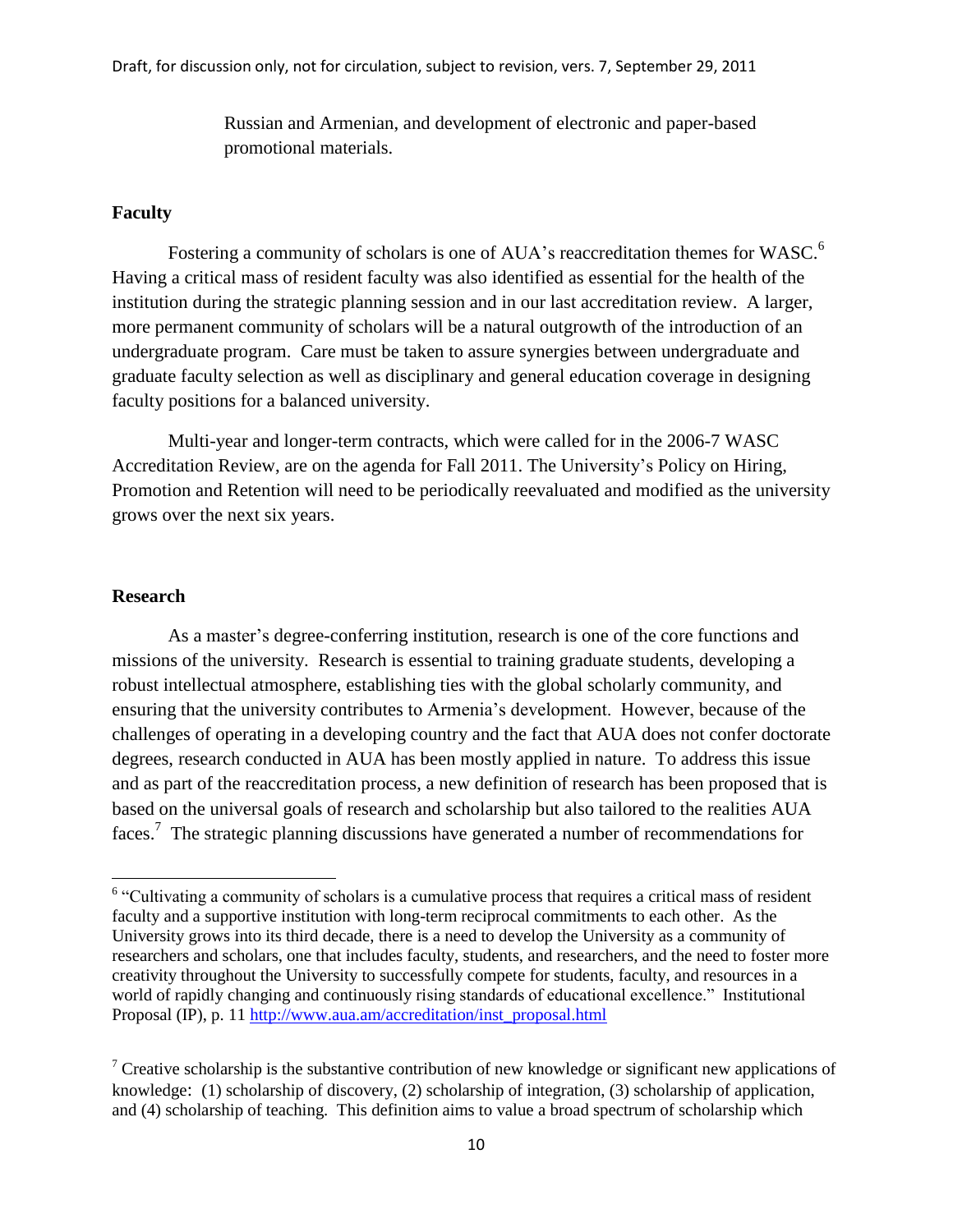Russian and Armenian, and development of electronic and paper-based promotional materials.

**Faculty**

Fostering a community of scholars is one of AUA's reaccreditation themes for WASC.[6] Having a critical mass of resident faculty was also identified as essential for the health of the institution during the strategic planning session and in our last accreditation review. A larger, more permanent community of scholars will be a natural outgrowth of the introduction of an undergraduate program. Care must be taken to assure synergies between undergraduate and graduate faculty selection as well as disciplinary and general education coverage in designing faculty positions for a balanced university.

Multi-year and longer-term contracts, which were called for in the 2006-7 WASC Accreditation Review, are on the agenda for Fall 2011. The University's Policy on Hiring, Promotion and Retention will need to be periodically reevaluated and modified as the university grows over the next six years.

**Research**

As a master's degree-conferring institution, research is one of the core functions and missions of the university. Research is essential to training graduate students, developing a robust intellectual atmosphere, establishing ties with the global scholarly community, and ensuring that the university contributes to Armenia's development. However, because of the challenges of operating in a developing country and the fact that AUA does not confer doctorate degrees, research conducted in AUA has been mostly applied in nature. To address this issue and as part of the reaccreditation process, a new definition of research has been proposed that is based on the universal goals of research and scholarship but also tailored to the realities AUA faces.[7] The strategic planning discussions have generated a number of recommendations for

---

[6] "Cultivating a community of scholars is a cumulative process that requires a critical mass of resident faculty and a supportive institution with long-term reciprocal commitments to each other. As the University grows into its third decade, there is a need to develop the University as a community of researchers and scholars, one that includes faculty, students, and researchers, and the need to foster more creativity throughout the University to successfully compete for students, faculty, and resources in a world of rapidly changing and continuously rising standards of educational excellence." Institutional Proposal (IP), p. 11 http://www.aua.am/accreditation/inst_proposal.html

[7] Creative scholarship is the substantive contribution of new knowledge or significant new applications of knowledge: (1) scholarship of discovery, (2) scholarship of integration, (3) scholarship of application, and (4) scholarship of teaching. This definition aims to value a broad spectrum of scholarship which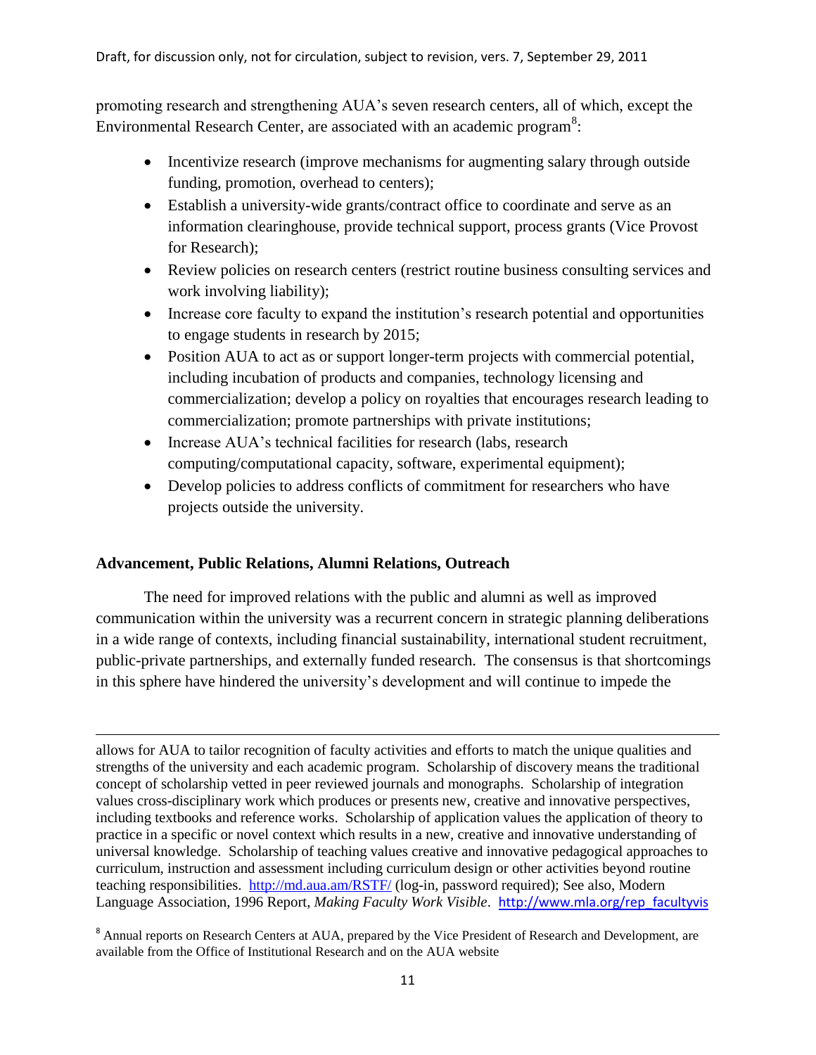promoting research and strengthening AUA's seven research centers, all of which, except the Environmental Research Center, are associated with an academic program[8]:

- Incentivize research (improve mechanisms for augmenting salary through outside funding, promotion, overhead to centers);
- Establish a university-wide grants/contract office to coordinate and serve as an information clearinghouse, provide technical support, process grants (Vice Provost for Research);
- Review policies on research centers (restrict routine business consulting services and work involving liability);
- Increase core faculty to expand the institution's research potential and opportunities to engage students in research by 2015;
- Position AUA to act as or support longer-term projects with commercial potential, including incubation of products and companies, technology licensing and commercialization; develop a policy on royalties that encourages research leading to commercialization; promote partnerships with private institutions;
- Increase AUA's technical facilities for research (labs, research computing/computational capacity, software, experimental equipment);
- Develop policies to address conflicts of commitment for researchers who have projects outside the university.

**Advancement, Public Relations, Alumni Relations, Outreach**

The need for improved relations with the public and alumni as well as improved communication within the university was a recurrent concern in strategic planning deliberations in a wide range of contexts, including financial sustainability, international student recruitment, public-private partnerships, and externally funded research. The consensus is that shortcomings in this sphere have hindered the university's development and will continue to impede the

---

allows for AUA to tailor recognition of faculty activities and efforts to match the unique qualities and strengths of the university and each academic program. Scholarship of discovery means the traditional concept of scholarship vetted in peer reviewed journals and monographs. Scholarship of integration values cross-disciplinary work which produces or presents new, creative and innovative perspectives, including textbooks and reference works. Scholarship of application values the application of theory to practice in a specific or novel context which results in a new, creative and innovative understanding of universal knowledge. Scholarship of teaching values creative and innovative pedagogical approaches to curriculum, instruction and assessment including curriculum design or other activities beyond routine teaching responsibilities. http://md.aua.am/RSTF/ (log-in, password required); See also, Modern Language Association, 1996 Report, *Making Faculty Work Visible*. http://www.mla.org/rep_facultyvis

[8] Annual reports on Research Centers at AUA, prepared by the Vice President of Research and Development, are available from the Office of Institutional Research and on the AUA website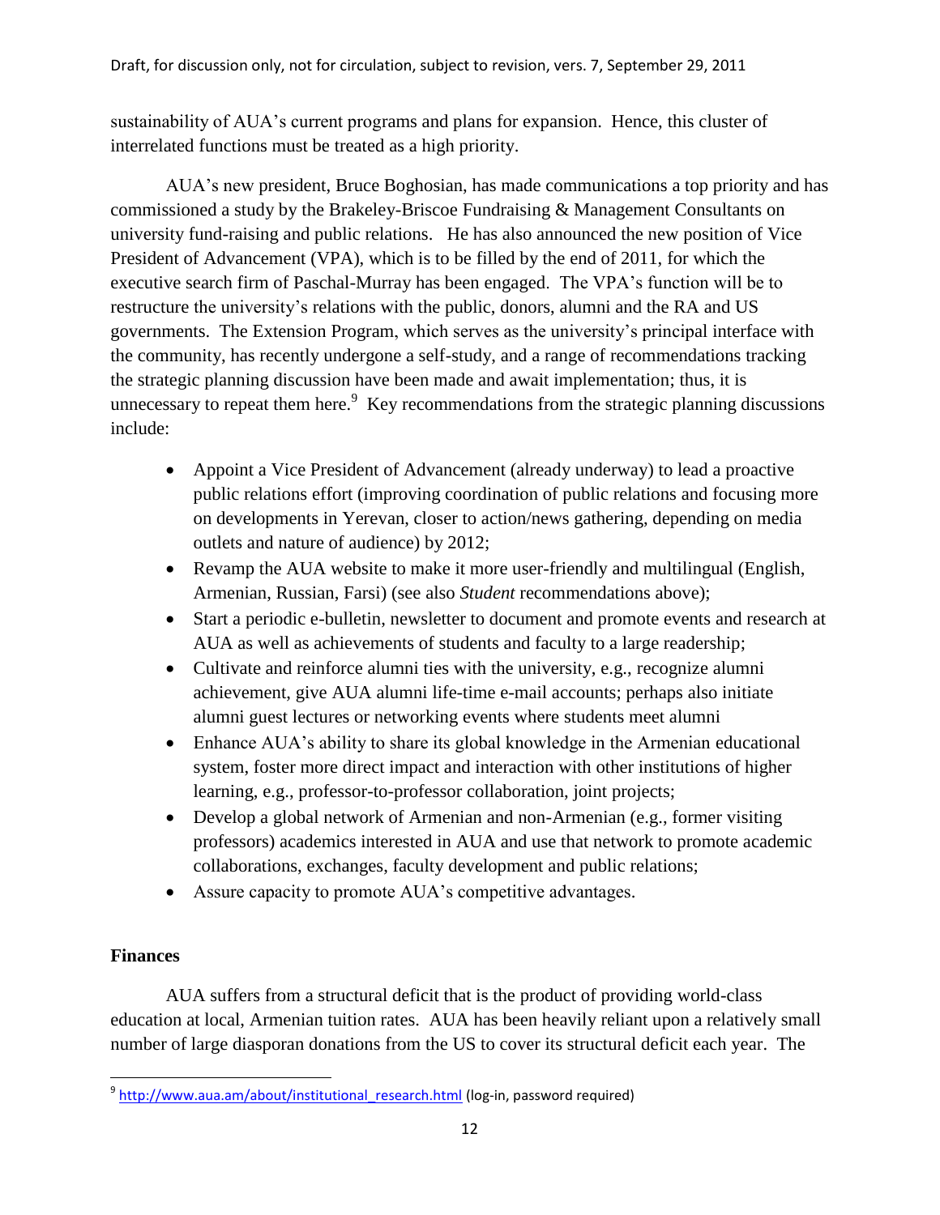sustainability of AUA's current programs and plans for expansion. Hence, this cluster of interrelated functions must be treated as a high priority.

AUA's new president, Bruce Boghosian, has made communications a top priority and has commissioned a study by the Brakeley-Briscoe Fundraising & Management Consultants on university fund-raising and public relations. He has also announced the new position of Vice President of Advancement (VPA), which is to be filled by the end of 2011, for which the executive search firm of Paschal-Murray has been engaged. The VPA's function will be to restructure the university's relations with the public, donors, alumni and the RA and US governments. The Extension Program, which serves as the university's principal interface with the community, has recently undergone a self-study, and a range of recommendations tracking the strategic planning discussion have been made and await implementation; thus, it is unnecessary to repeat them here.[9] Key recommendations from the strategic planning discussions include:

- Appoint a Vice President of Advancement (already underway) to lead a proactive public relations effort (improving coordination of public relations and focusing more on developments in Yerevan, closer to action/news gathering, depending on media outlets and nature of audience) by 2012;
- Revamp the AUA website to make it more user-friendly and multilingual (English, Armenian, Russian, Farsi) (see also *Student* recommendations above);
- Start a periodic e-bulletin, newsletter to document and promote events and research at AUA as well as achievements of students and faculty to a large readership;
- Cultivate and reinforce alumni ties with the university, e.g., recognize alumni achievement, give AUA alumni life-time e-mail accounts; perhaps also initiate alumni guest lectures or networking events where students meet alumni
- Enhance AUA's ability to share its global knowledge in the Armenian educational system, foster more direct impact and interaction with other institutions of higher learning, e.g., professor-to-professor collaboration, joint projects;
- Develop a global network of Armenian and non-Armenian (e.g., former visiting professors) academics interested in AUA and use that network to promote academic collaborations, exchanges, faculty development and public relations;
- Assure capacity to promote AUA's competitive advantages.

**Finances**

AUA suffers from a structural deficit that is the product of providing world-class education at local, Armenian tuition rates. AUA has been heavily reliant upon a relatively small number of large diasporan donations from the US to cover its structural deficit each year. The

[9] http://www.aua.am/about/institutional_research.html (log-in, password required)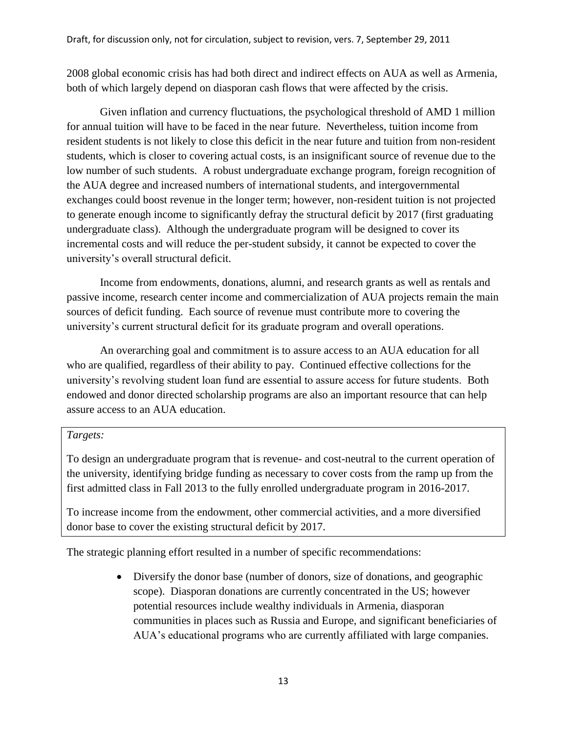2008 global economic crisis has had both direct and indirect effects on AUA as well as Armenia, both of which largely depend on diasporan cash flows that were affected by the crisis.

Given inflation and currency fluctuations, the psychological threshold of AMD 1 million for annual tuition will have to be faced in the near future. Nevertheless, tuition income from resident students is not likely to close this deficit in the near future and tuition from non-resident students, which is closer to covering actual costs, is an insignificant source of revenue due to the low number of such students. A robust undergraduate exchange program, foreign recognition of the AUA degree and increased numbers of international students, and intergovernmental exchanges could boost revenue in the longer term; however, non-resident tuition is not projected to generate enough income to significantly defray the structural deficit by 2017 (first graduating undergraduate class). Although the undergraduate program will be designed to cover its incremental costs and will reduce the per-student subsidy, it cannot be expected to cover the university's overall structural deficit.

Income from endowments, donations, alumni, and research grants as well as rentals and passive income, research center income and commercialization of AUA projects remain the main sources of deficit funding. Each source of revenue must contribute more to covering the university's current structural deficit for its graduate program and overall operations.

An overarching goal and commitment is to assure access to an AUA education for all who are qualified, regardless of their ability to pay. Continued effective collections for the university's revolving student loan fund are essential to assure access for future students. Both endowed and donor directed scholarship programs are also an important resource that can help assure access to an AUA education.

*Targets:*

To design an undergraduate program that is revenue- and cost-neutral to the current operation of the university, identifying bridge funding as necessary to cover costs from the ramp up from the first admitted class in Fall 2013 to the fully enrolled undergraduate program in 2016-2017.

To increase income from the endowment, other commercial activities, and a more diversified donor base to cover the existing structural deficit by 2017.

The strategic planning effort resulted in a number of specific recommendations:

- Diversify the donor base (number of donors, size of donations, and geographic scope). Diasporan donations are currently concentrated in the US; however potential resources include wealthy individuals in Armenia, diasporan communities in places such as Russia and Europe, and significant beneficiaries of AUA's educational programs who are currently affiliated with large companies.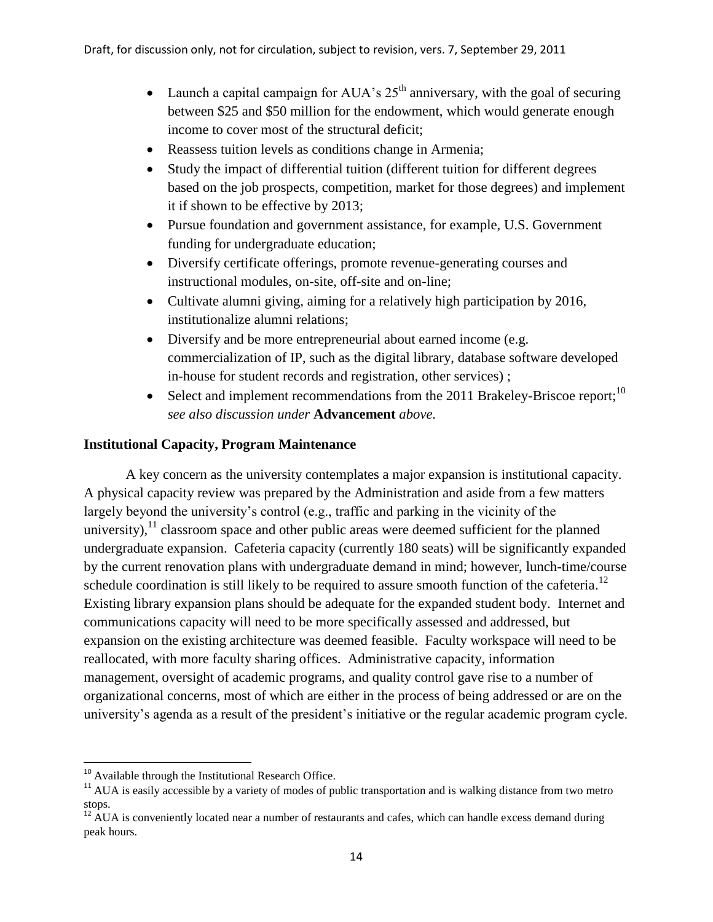- Launch a capital campaign for AUA's 25th anniversary, with the goal of securing between $25 and $50 million for the endowment, which would generate enough income to cover most of the structural deficit;
- Reassess tuition levels as conditions change in Armenia;
- Study the impact of differential tuition (different tuition for different degrees based on the job prospects, competition, market for those degrees) and implement it if shown to be effective by 2013;
- Pursue foundation and government assistance, for example, U.S. Government funding for undergraduate education;
- Diversify certificate offerings, promote revenue-generating courses and instructional modules, on-site, off-site and on-line;
- Cultivate alumni giving, aiming for a relatively high participation by 2016, institutionalize alumni relations;
- Diversify and be more entrepreneurial about earned income (e.g. commercialization of IP, such as the digital library, database software developed in-house for student records and registration, other services) ;
- Select and implement recommendations from the 2011 Brakeley-Briscoe report;[10] *see also discussion under* **Advancement** *above.*

**Institutional Capacity, Program Maintenance**

A key concern as the university contemplates a major expansion is institutional capacity. A physical capacity review was prepared by the Administration and aside from a few matters largely beyond the university's control (e.g., traffic and parking in the vicinity of the university),[11] classroom space and other public areas were deemed sufficient for the planned undergraduate expansion. Cafeteria capacity (currently 180 seats) will be significantly expanded by the current renovation plans with undergraduate demand in mind; however, lunch-time/course schedule coordination is still likely to be required to assure smooth function of the cafeteria.[12] Existing library expansion plans should be adequate for the expanded student body. Internet and communications capacity will need to be more specifically assessed and addressed, but expansion on the existing architecture was deemed feasible. Faculty workspace will need to be reallocated, with more faculty sharing offices. Administrative capacity, information management, oversight of academic programs, and quality control gave rise to a number of organizational concerns, most of which are either in the process of being addressed or are on the university's agenda as a result of the president's initiative or the regular academic program cycle.

[10] Available through the Institutional Research Office.

[11] AUA is easily accessible by a variety of modes of public transportation and is walking distance from two metro stops.

[12] AUA is conveniently located near a number of restaurants and cafes, which can handle excess demand during peak hours.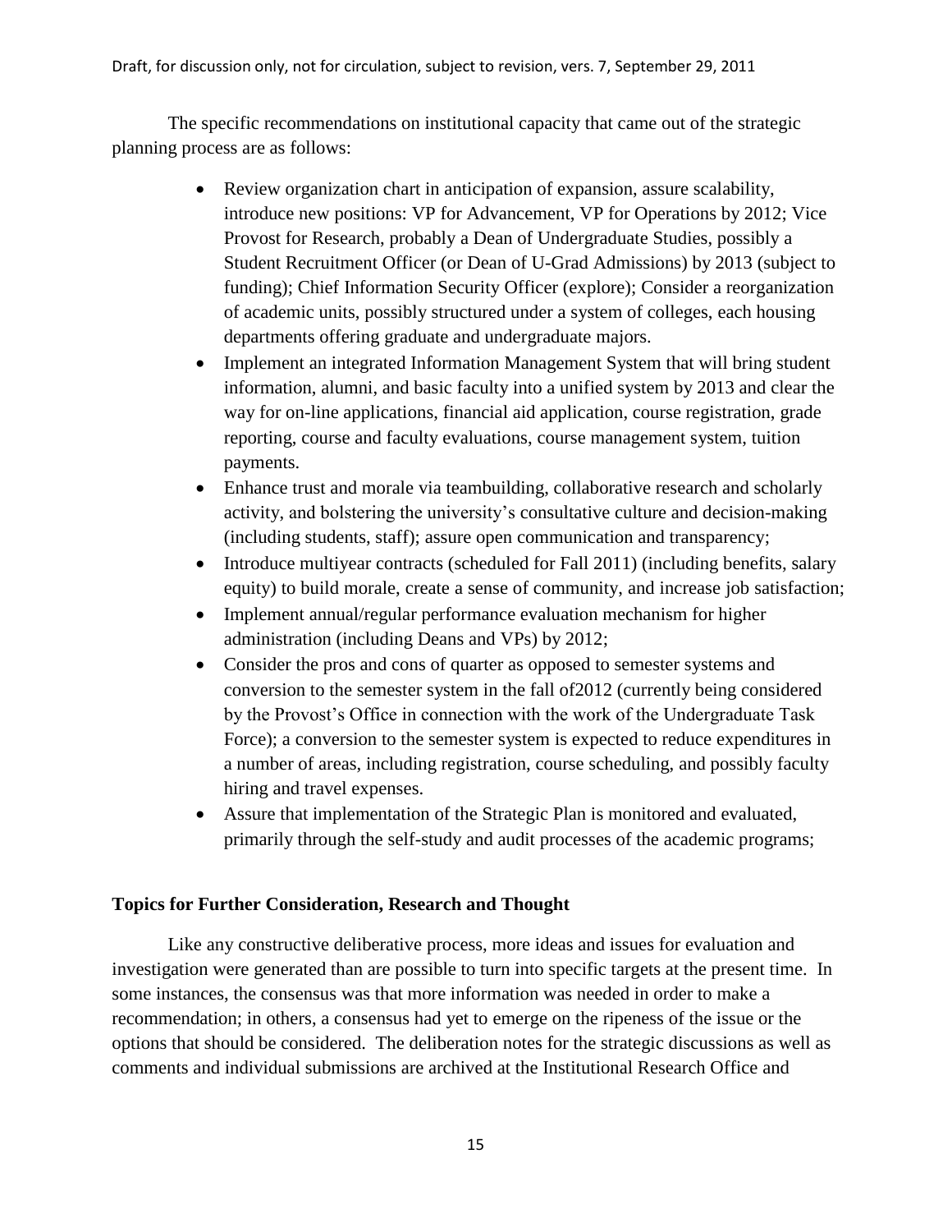The specific recommendations on institutional capacity that came out of the strategic planning process are as follows:

- Review organization chart in anticipation of expansion, assure scalability, introduce new positions: VP for Advancement, VP for Operations by 2012; Vice Provost for Research, probably a Dean of Undergraduate Studies, possibly a Student Recruitment Officer (or Dean of U-Grad Admissions) by 2013 (subject to funding); Chief Information Security Officer (explore); Consider a reorganization of academic units, possibly structured under a system of colleges, each housing departments offering graduate and undergraduate majors.
- Implement an integrated Information Management System that will bring student information, alumni, and basic faculty into a unified system by 2013 and clear the way for on-line applications, financial aid application, course registration, grade reporting, course and faculty evaluations, course management system, tuition payments.
- Enhance trust and morale via teambuilding, collaborative research and scholarly activity, and bolstering the university's consultative culture and decision-making (including students, staff); assure open communication and transparency;
- Introduce multiyear contracts (scheduled for Fall 2011) (including benefits, salary equity) to build morale, create a sense of community, and increase job satisfaction;
- Implement annual/regular performance evaluation mechanism for higher administration (including Deans and VPs) by 2012;
- Consider the pros and cons of quarter as opposed to semester systems and conversion to the semester system in the fall of2012 (currently being considered by the Provost's Office in connection with the work of the Undergraduate Task Force); a conversion to the semester system is expected to reduce expenditures in a number of areas, including registration, course scheduling, and possibly faculty hiring and travel expenses.
- Assure that implementation of the Strategic Plan is monitored and evaluated, primarily through the self-study and audit processes of the academic programs;

**Topics for Further Consideration, Research and Thought**

Like any constructive deliberative process, more ideas and issues for evaluation and investigation were generated than are possible to turn into specific targets at the present time. In some instances, the consensus was that more information was needed in order to make a recommendation; in others, a consensus had yet to emerge on the ripeness of the issue or the options that should be considered. The deliberation notes for the strategic discussions as well as comments and individual submissions are archived at the Institutional Research Office and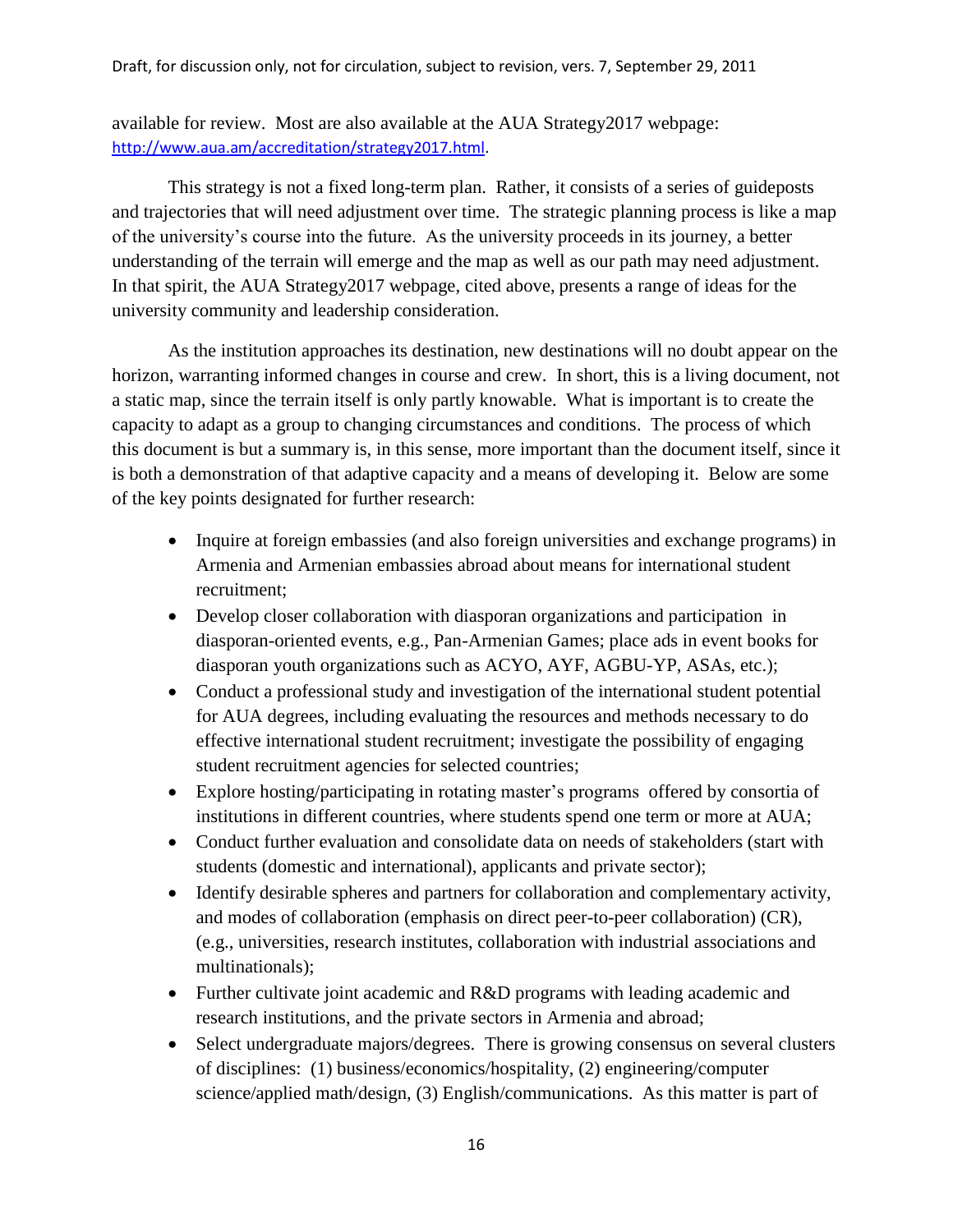available for review. Most are also available at the AUA Strategy2017 webpage: http://www.aua.am/accreditation/strategy2017.html.

This strategy is not a fixed long-term plan. Rather, it consists of a series of guideposts and trajectories that will need adjustment over time. The strategic planning process is like a map of the university's course into the future. As the university proceeds in its journey, a better understanding of the terrain will emerge and the map as well as our path may need adjustment. In that spirit, the AUA Strategy2017 webpage, cited above, presents a range of ideas for the university community and leadership consideration.

As the institution approaches its destination, new destinations will no doubt appear on the horizon, warranting informed changes in course and crew. In short, this is a living document, not a static map, since the terrain itself is only partly knowable. What is important is to create the capacity to adapt as a group to changing circumstances and conditions. The process of which this document is but a summary is, in this sense, more important than the document itself, since it is both a demonstration of that adaptive capacity and a means of developing it. Below are some of the key points designated for further research:

- Inquire at foreign embassies (and also foreign universities and exchange programs) in Armenia and Armenian embassies abroad about means for international student recruitment;
- Develop closer collaboration with diasporan organizations and participation in diasporan-oriented events, e.g., Pan-Armenian Games; place ads in event books for diasporan youth organizations such as ACYO, AYF, AGBU-YP, ASAs, etc.);
- Conduct a professional study and investigation of the international student potential for AUA degrees, including evaluating the resources and methods necessary to do effective international student recruitment; investigate the possibility of engaging student recruitment agencies for selected countries;
- Explore hosting/participating in rotating master's programs offered by consortia of institutions in different countries, where students spend one term or more at AUA;
- Conduct further evaluation and consolidate data on needs of stakeholders (start with students (domestic and international), applicants and private sector);
- Identify desirable spheres and partners for collaboration and complementary activity, and modes of collaboration (emphasis on direct peer-to-peer collaboration) (CR), (e.g., universities, research institutes, collaboration with industrial associations and multinationals);
- Further cultivate joint academic and R&D programs with leading academic and research institutions, and the private sectors in Armenia and abroad;
- Select undergraduate majors/degrees. There is growing consensus on several clusters of disciplines: (1) business/economics/hospitality, (2) engineering/computer science/applied math/design, (3) English/communications. As this matter is part of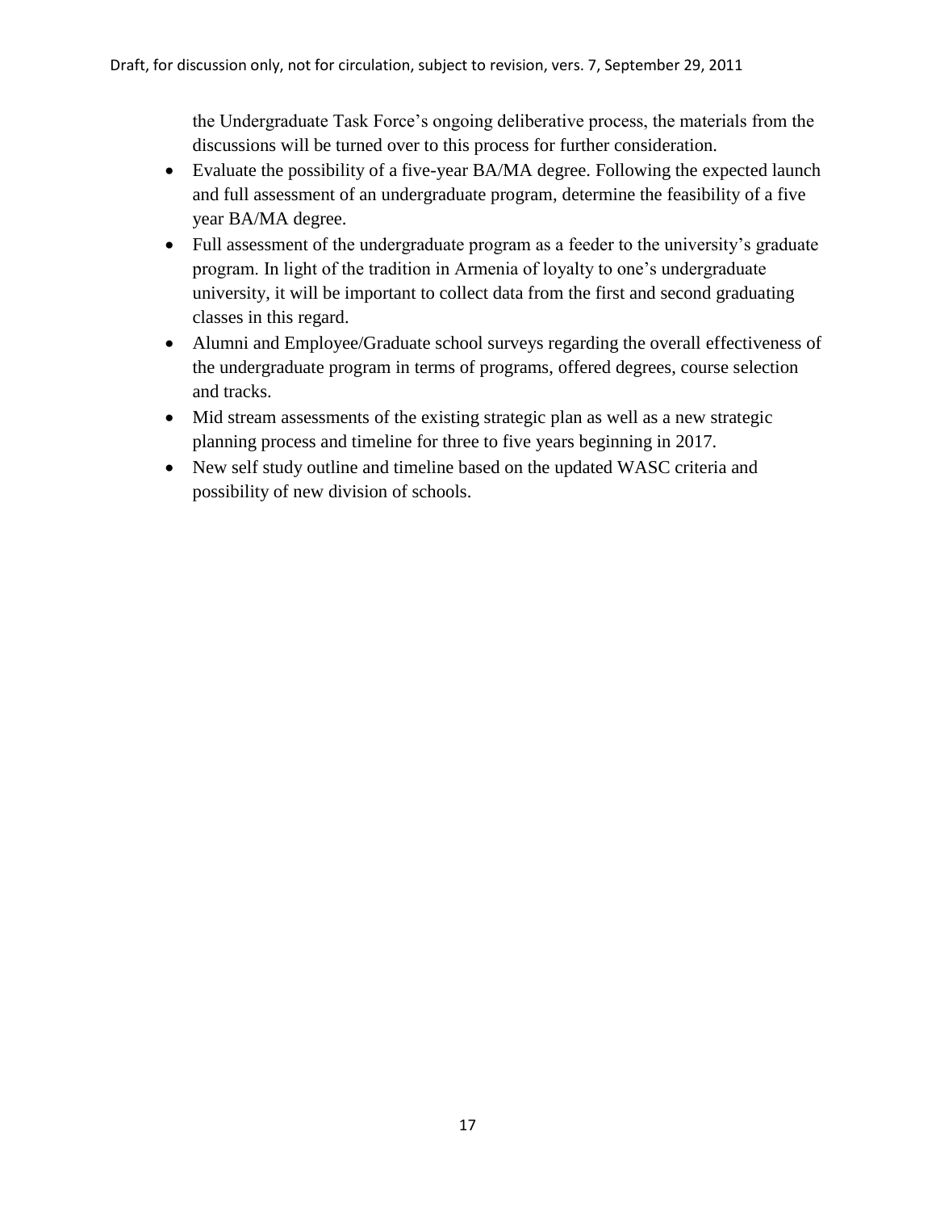the Undergraduate Task Force's ongoing deliberative process, the materials from the discussions will be turned over to this process for further consideration.

- Evaluate the possibility of a five-year BA/MA degree. Following the expected launch and full assessment of an undergraduate program, determine the feasibility of a five year BA/MA degree.
- Full assessment of the undergraduate program as a feeder to the university's graduate program. In light of the tradition in Armenia of loyalty to one's undergraduate university, it will be important to collect data from the first and second graduating classes in this regard.
- Alumni and Employee/Graduate school surveys regarding the overall effectiveness of the undergraduate program in terms of programs, offered degrees, course selection and tracks.
- Mid stream assessments of the existing strategic plan as well as a new strategic planning process and timeline for three to five years beginning in 2017.
- New self study outline and timeline based on the updated WASC criteria and possibility of new division of schools.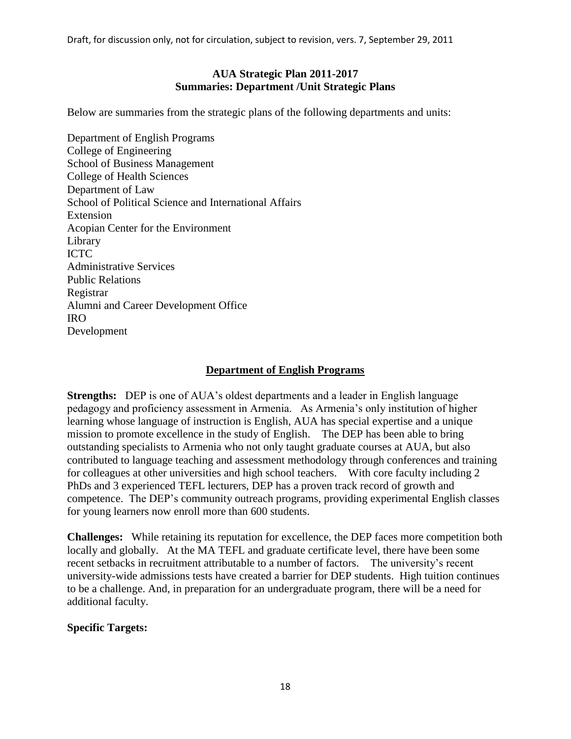# AUA Strategic Plan 2011-2017
## Summaries: Department /Unit Strategic Plans

Below are summaries from the strategic plans of the following departments and units:

Department of English Programs
College of Engineering
School of Business Management
College of Health Sciences
Department of Law
School of Political Science and International Affairs
Extension
Acopian Center for the Environment
Library
ICTC
Administrative Services
Public Relations
Registrar
Alumni and Career Development Office
IRO
Development

## Department of English Programs

**Strengths:** DEP is one of AUA's oldest departments and a leader in English language pedagogy and proficiency assessment in Armenia. As Armenia's only institution of higher learning whose language of instruction is English, AUA has special expertise and a unique mission to promote excellence in the study of English. The DEP has been able to bring outstanding specialists to Armenia who not only taught graduate courses at AUA, but also contributed to language teaching and assessment methodology through conferences and training for colleagues at other universities and high school teachers. With core faculty including 2 PhDs and 3 experienced TEFL lecturers, DEP has a proven track record of growth and competence. The DEP's community outreach programs, providing experimental English classes for young learners now enroll more than 600 students.

**Challenges:** While retaining its reputation for excellence, the DEP faces more competition both locally and globally. At the MA TEFL and graduate certificate level, there have been some recent setbacks in recruitment attributable to a number of factors. The university's recent university-wide admissions tests have created a barrier for DEP students. High tuition continues to be a challenge. And, in preparation for an undergraduate program, there will be a need for additional faculty.

**Specific Targets:**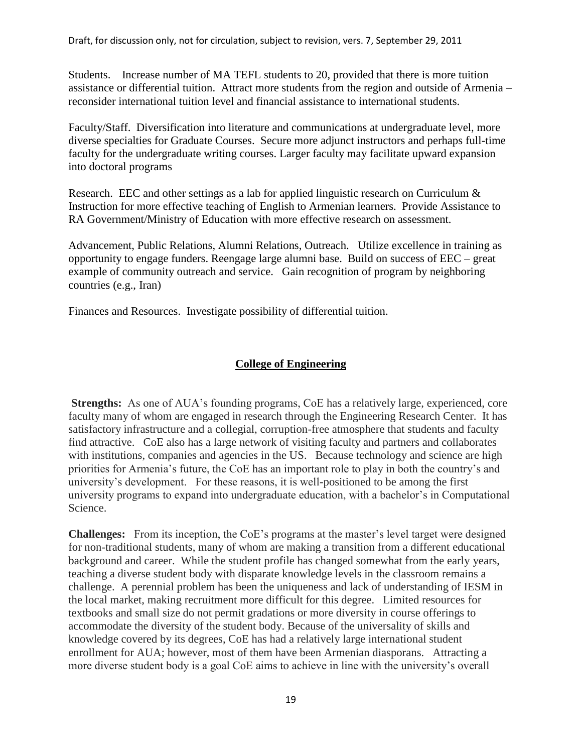Students. Increase number of MA TEFL students to 20, provided that there is more tuition assistance or differential tuition. Attract more students from the region and outside of Armenia – reconsider international tuition level and financial assistance to international students.

Faculty/Staff. Diversification into literature and communications at undergraduate level, more diverse specialties for Graduate Courses. Secure more adjunct instructors and perhaps full-time faculty for the undergraduate writing courses. Larger faculty may facilitate upward expansion into doctoral programs

Research. EEC and other settings as a lab for applied linguistic research on Curriculum & Instruction for more effective teaching of English to Armenian learners. Provide Assistance to RA Government/Ministry of Education with more effective research on assessment.

Advancement, Public Relations, Alumni Relations, Outreach. Utilize excellence in training as opportunity to engage funders. Reengage large alumni base. Build on success of EEC – great example of community outreach and service. Gain recognition of program by neighboring countries (e.g., Iran)

Finances and Resources. Investigate possibility of differential tuition.

## College of Engineering

**Strengths:** As one of AUA's founding programs, CoE has a relatively large, experienced, core faculty many of whom are engaged in research through the Engineering Research Center. It has satisfactory infrastructure and a collegial, corruption-free atmosphere that students and faculty find attractive. CoE also has a large network of visiting faculty and partners and collaborates with institutions, companies and agencies in the US. Because technology and science are high priorities for Armenia's future, the CoE has an important role to play in both the country's and university's development. For these reasons, it is well-positioned to be among the first university programs to expand into undergraduate education, with a bachelor's in Computational Science.

**Challenges:** From its inception, the CoE's programs at the master's level target were designed for non-traditional students, many of whom are making a transition from a different educational background and career. While the student profile has changed somewhat from the early years, teaching a diverse student body with disparate knowledge levels in the classroom remains a challenge. A perennial problem has been the uniqueness and lack of understanding of IESM in the local market, making recruitment more difficult for this degree. Limited resources for textbooks and small size do not permit gradations or more diversity in course offerings to accommodate the diversity of the student body. Because of the universality of skills and knowledge covered by its degrees, CoE has had a relatively large international student enrollment for AUA; however, most of them have been Armenian diasporans. Attracting a more diverse student body is a goal CoE aims to achieve in line with the university's overall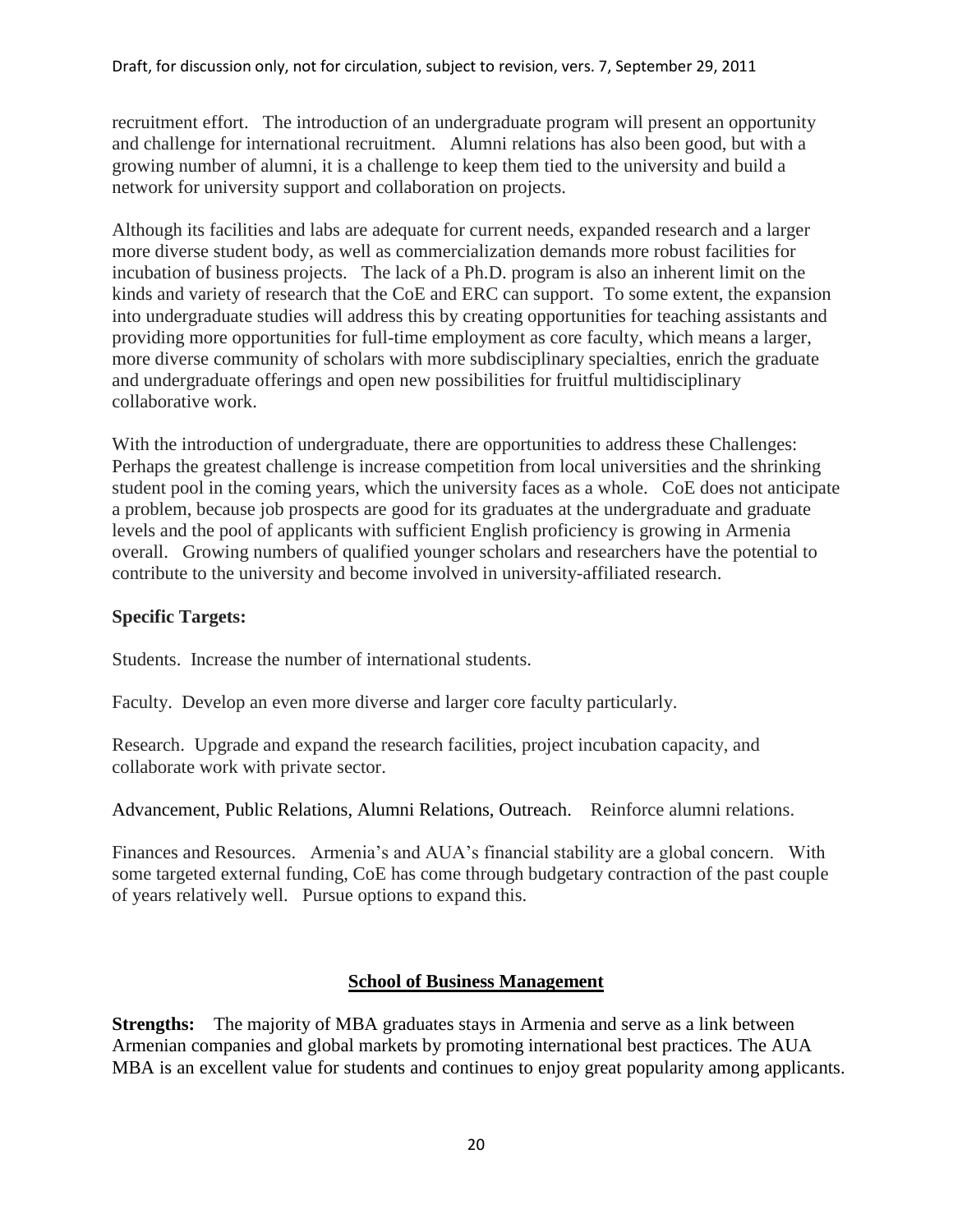recruitment effort. The introduction of an undergraduate program will present an opportunity and challenge for international recruitment. Alumni relations has also been good, but with a growing number of alumni, it is a challenge to keep them tied to the university and build a network for university support and collaboration on projects.

Although its facilities and labs are adequate for current needs, expanded research and a larger more diverse student body, as well as commercialization demands more robust facilities for incubation of business projects. The lack of a Ph.D. program is also an inherent limit on the kinds and variety of research that the CoE and ERC can support. To some extent, the expansion into undergraduate studies will address this by creating opportunities for teaching assistants and providing more opportunities for full-time employment as core faculty, which means a larger, more diverse community of scholars with more subdisciplinary specialties, enrich the graduate and undergraduate offerings and open new possibilities for fruitful multidisciplinary collaborative work.

With the introduction of undergraduate, there are opportunities to address these Challenges: Perhaps the greatest challenge is increase competition from local universities and the shrinking student pool in the coming years, which the university faces as a whole. CoE does not anticipate a problem, because job prospects are good for its graduates at the undergraduate and graduate levels and the pool of applicants with sufficient English proficiency is growing in Armenia overall. Growing numbers of qualified younger scholars and researchers have the potential to contribute to the university and become involved in university-affiliated research.

**Specific Targets:**

Students. Increase the number of international students.

Faculty. Develop an even more diverse and larger core faculty particularly.

Research. Upgrade and expand the research facilities, project incubation capacity, and collaborate work with private sector.

Advancement, Public Relations, Alumni Relations, Outreach. Reinforce alumni relations.

Finances and Resources. Armenia's and AUA's financial stability are a global concern. With some targeted external funding, CoE has come through budgetary contraction of the past couple of years relatively well. Pursue options to expand this.

## School of Business Management

**Strengths:** The majority of MBA graduates stays in Armenia and serve as a link between Armenian companies and global markets by promoting international best practices. The AUA MBA is an excellent value for students and continues to enjoy great popularity among applicants.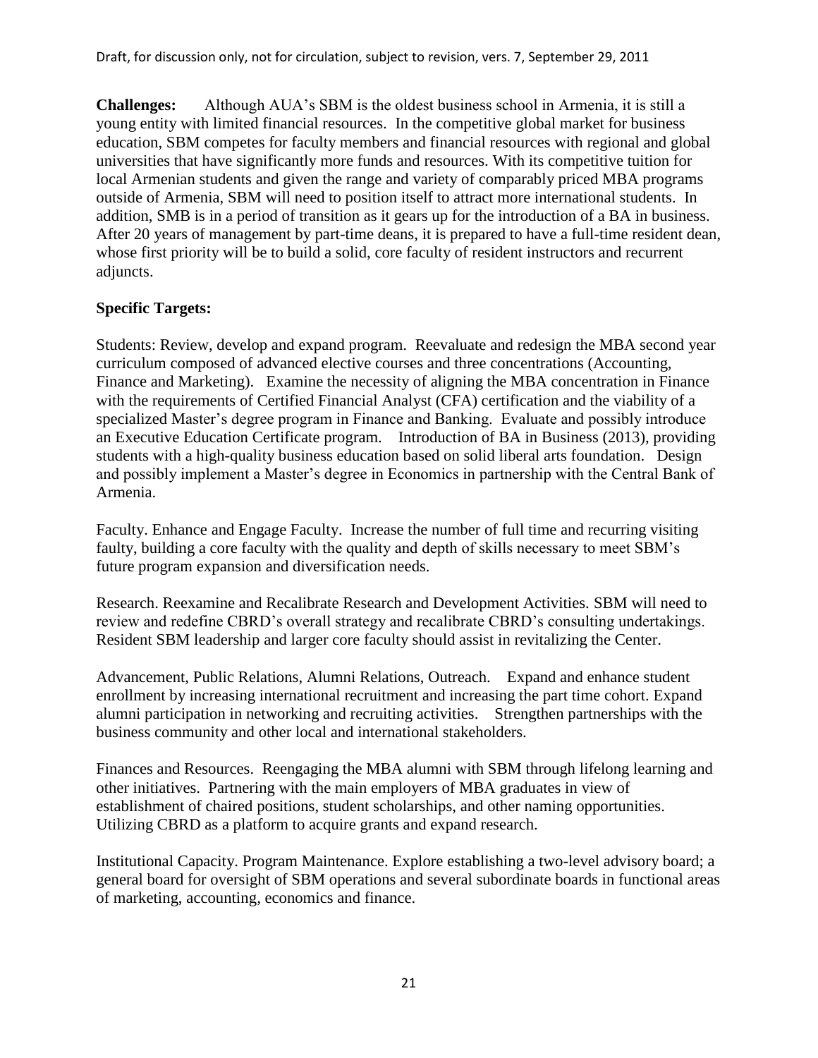**Challenges:** Although AUA's SBM is the oldest business school in Armenia, it is still a young entity with limited financial resources. In the competitive global market for business education, SBM competes for faculty members and financial resources with regional and global universities that have significantly more funds and resources. With its competitive tuition for local Armenian students and given the range and variety of comparably priced MBA programs outside of Armenia, SBM will need to position itself to attract more international students. In addition, SMB is in a period of transition as it gears up for the introduction of a BA in business. After 20 years of management by part-time deans, it is prepared to have a full-time resident dean, whose first priority will be to build a solid, core faculty of resident instructors and recurrent adjuncts.

**Specific Targets:**

Students: Review, develop and expand program. Reevaluate and redesign the MBA second year curriculum composed of advanced elective courses and three concentrations (Accounting, Finance and Marketing). Examine the necessity of aligning the MBA concentration in Finance with the requirements of Certified Financial Analyst (CFA) certification and the viability of a specialized Master's degree program in Finance and Banking. Evaluate and possibly introduce an Executive Education Certificate program. Introduction of BA in Business (2013), providing students with a high-quality business education based on solid liberal arts foundation. Design and possibly implement a Master's degree in Economics in partnership with the Central Bank of Armenia.

Faculty. Enhance and Engage Faculty. Increase the number of full time and recurring visiting faulty, building a core faculty with the quality and depth of skills necessary to meet SBM's future program expansion and diversification needs.

Research. Reexamine and Recalibrate Research and Development Activities. SBM will need to review and redefine CBRD's overall strategy and recalibrate CBRD's consulting undertakings. Resident SBM leadership and larger core faculty should assist in revitalizing the Center.

Advancement, Public Relations, Alumni Relations, Outreach. Expand and enhance student enrollment by increasing international recruitment and increasing the part time cohort. Expand alumni participation in networking and recruiting activities. Strengthen partnerships with the business community and other local and international stakeholders.

Finances and Resources. Reengaging the MBA alumni with SBM through lifelong learning and other initiatives. Partnering with the main employers of MBA graduates in view of establishment of chaired positions, student scholarships, and other naming opportunities. Utilizing CBRD as a platform to acquire grants and expand research.

Institutional Capacity. Program Maintenance. Explore establishing a two-level advisory board; a general board for oversight of SBM operations and several subordinate boards in functional areas of marketing, accounting, economics and finance.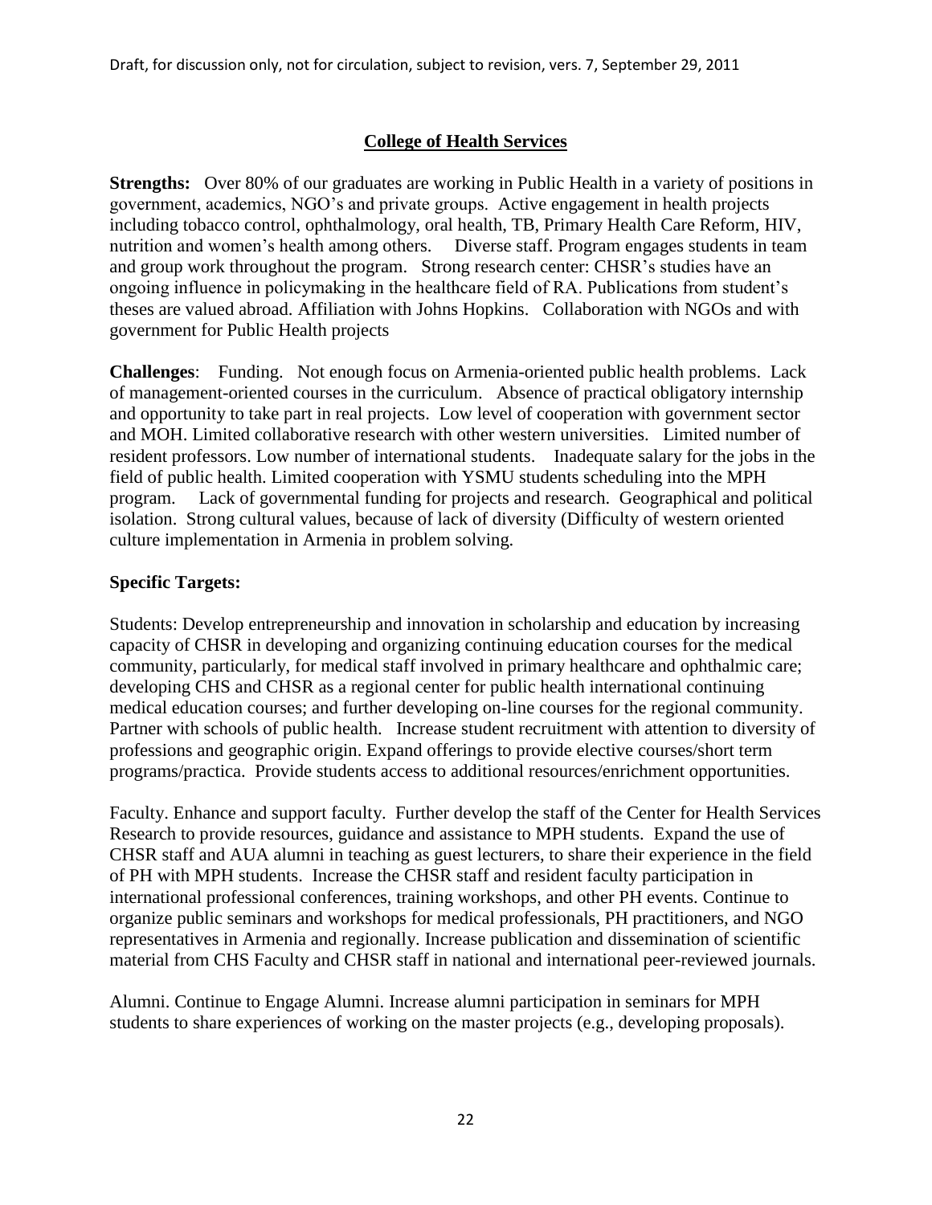## College of Health Services

**Strengths:** Over 80% of our graduates are working in Public Health in a variety of positions in government, academics, NGO's and private groups. Active engagement in health projects including tobacco control, ophthalmology, oral health, TB, Primary Health Care Reform, HIV, nutrition and women's health among others. Diverse staff. Program engages students in team and group work throughout the program. Strong research center: CHSR's studies have an ongoing influence in policymaking in the healthcare field of RA. Publications from student's theses are valued abroad. Affiliation with Johns Hopkins. Collaboration with NGOs and with government for Public Health projects

**Challenges**: Funding. Not enough focus on Armenia-oriented public health problems. Lack of management-oriented courses in the curriculum. Absence of practical obligatory internship and opportunity to take part in real projects. Low level of cooperation with government sector and MOH. Limited collaborative research with other western universities. Limited number of resident professors. Low number of international students. Inadequate salary for the jobs in the field of public health. Limited cooperation with YSMU students scheduling into the MPH program. Lack of governmental funding for projects and research. Geographical and political isolation. Strong cultural values, because of lack of diversity (Difficulty of western oriented culture implementation in Armenia in problem solving.

### Specific Targets:

Students: Develop entrepreneurship and innovation in scholarship and education by increasing capacity of CHSR in developing and organizing continuing education courses for the medical community, particularly, for medical staff involved in primary healthcare and ophthalmic care; developing CHS and CHSR as a regional center for public health international continuing medical education courses; and further developing on-line courses for the regional community. Partner with schools of public health. Increase student recruitment with attention to diversity of professions and geographic origin. Expand offerings to provide elective courses/short term programs/practica. Provide students access to additional resources/enrichment opportunities.

Faculty. Enhance and support faculty. Further develop the staff of the Center for Health Services Research to provide resources, guidance and assistance to MPH students. Expand the use of CHSR staff and AUA alumni in teaching as guest lecturers, to share their experience in the field of PH with MPH students. Increase the CHSR staff and resident faculty participation in international professional conferences, training workshops, and other PH events. Continue to organize public seminars and workshops for medical professionals, PH practitioners, and NGO representatives in Armenia and regionally. Increase publication and dissemination of scientific material from CHS Faculty and CHSR staff in national and international peer-reviewed journals.

Alumni. Continue to Engage Alumni. Increase alumni participation in seminars for MPH students to share experiences of working on the master projects (e.g., developing proposals).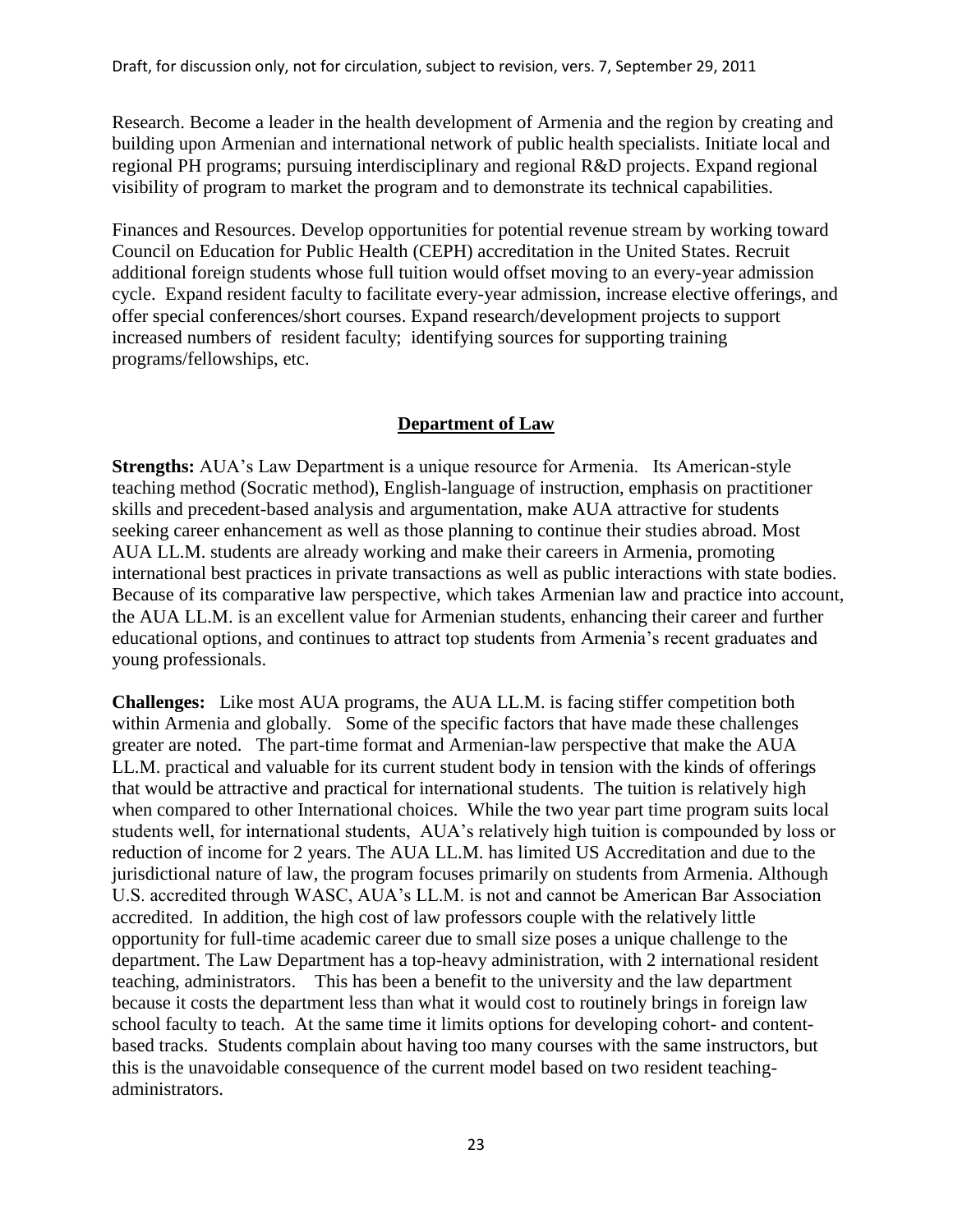Research. Become a leader in the health development of Armenia and the region by creating and building upon Armenian and international network of public health specialists. Initiate local and regional PH programs; pursuing interdisciplinary and regional R&D projects. Expand regional visibility of program to market the program and to demonstrate its technical capabilities.

Finances and Resources. Develop opportunities for potential revenue stream by working toward Council on Education for Public Health (CEPH) accreditation in the United States. Recruit additional foreign students whose full tuition would offset moving to an every-year admission cycle. Expand resident faculty to facilitate every-year admission, increase elective offerings, and offer special conferences/short courses. Expand research/development projects to support increased numbers of resident faculty; identifying sources for supporting training programs/fellowships, etc.

## Department of Law

**Strengths:** AUA's Law Department is a unique resource for Armenia. Its American-style teaching method (Socratic method), English-language of instruction, emphasis on practitioner skills and precedent-based analysis and argumentation, make AUA attractive for students seeking career enhancement as well as those planning to continue their studies abroad. Most AUA LL.M. students are already working and make their careers in Armenia, promoting international best practices in private transactions as well as public interactions with state bodies. Because of its comparative law perspective, which takes Armenian law and practice into account, the AUA LL.M. is an excellent value for Armenian students, enhancing their career and further educational options, and continues to attract top students from Armenia's recent graduates and young professionals.

**Challenges:** Like most AUA programs, the AUA LL.M. is facing stiffer competition both within Armenia and globally. Some of the specific factors that have made these challenges greater are noted. The part-time format and Armenian-law perspective that make the AUA LL.M. practical and valuable for its current student body in tension with the kinds of offerings that would be attractive and practical for international students. The tuition is relatively high when compared to other International choices. While the two year part time program suits local students well, for international students, AUA's relatively high tuition is compounded by loss or reduction of income for 2 years. The AUA LL.M. has limited US Accreditation and due to the jurisdictional nature of law, the program focuses primarily on students from Armenia. Although U.S. accredited through WASC, AUA's LL.M. is not and cannot be American Bar Association accredited. In addition, the high cost of law professors couple with the relatively little opportunity for full-time academic career due to small size poses a unique challenge to the department. The Law Department has a top-heavy administration, with 2 international resident teaching, administrators. This has been a benefit to the university and the law department because it costs the department less than what it would cost to routinely brings in foreign law school faculty to teach. At the same time it limits options for developing cohort- and content-based tracks. Students complain about having too many courses with the same instructors, but this is the unavoidable consequence of the current model based on two resident teaching-administrators.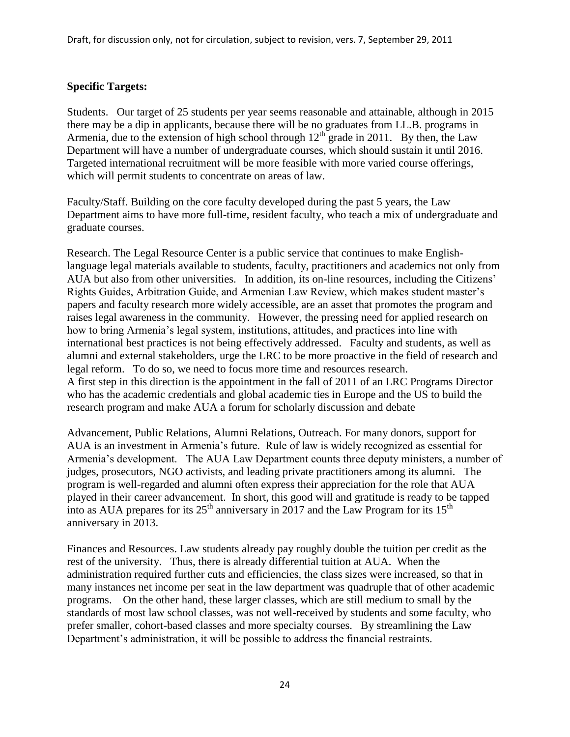**Specific Targets:**

Students. Our target of 25 students per year seems reasonable and attainable, although in 2015 there may be a dip in applicants, because there will be no graduates from LL.B. programs in Armenia, due to the extension of high school through 12th grade in 2011. By then, the Law Department will have a number of undergraduate courses, which should sustain it until 2016. Targeted international recruitment will be more feasible with more varied course offerings, which will permit students to concentrate on areas of law.

Faculty/Staff. Building on the core faculty developed during the past 5 years, the Law Department aims to have more full-time, resident faculty, who teach a mix of undergraduate and graduate courses.

Research. The Legal Resource Center is a public service that continues to make English-language legal materials available to students, faculty, practitioners and academics not only from AUA but also from other universities. In addition, its on-line resources, including the Citizens' Rights Guides, Arbitration Guide, and Armenian Law Review, which makes student master's papers and faculty research more widely accessible, are an asset that promotes the program and raises legal awareness in the community. However, the pressing need for applied research on how to bring Armenia's legal system, institutions, attitudes, and practices into line with international best practices is not being effectively addressed. Faculty and students, as well as alumni and external stakeholders, urge the LRC to be more proactive in the field of research and legal reform. To do so, we need to focus more time and resources research.
A first step in this direction is the appointment in the fall of 2011 of an LRC Programs Director who has the academic credentials and global academic ties in Europe and the US to build the research program and make AUA a forum for scholarly discussion and debate

Advancement, Public Relations, Alumni Relations, Outreach. For many donors, support for AUA is an investment in Armenia's future. Rule of law is widely recognized as essential for Armenia's development. The AUA Law Department counts three deputy ministers, a number of judges, prosecutors, NGO activists, and leading private practitioners among its alumni. The program is well-regarded and alumni often express their appreciation for the role that AUA played in their career advancement. In short, this good will and gratitude is ready to be tapped into as AUA prepares for its 25th anniversary in 2017 and the Law Program for its 15th anniversary in 2013.

Finances and Resources. Law students already pay roughly double the tuition per credit as the rest of the university. Thus, there is already differential tuition at AUA. When the administration required further cuts and efficiencies, the class sizes were increased, so that in many instances net income per seat in the law department was quadruple that of other academic programs. On the other hand, these larger classes, which are still medium to small by the standards of most law school classes, was not well-received by students and some faculty, who prefer smaller, cohort-based classes and more specialty courses. By streamlining the Law Department's administration, it will be possible to address the financial restraints.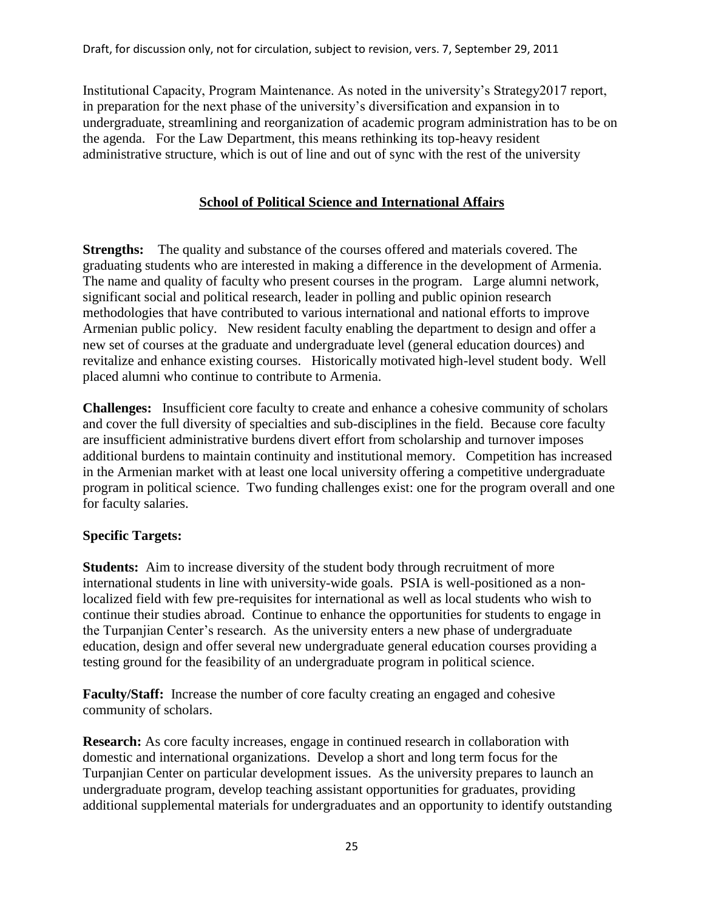Institutional Capacity, Program Maintenance. As noted in the university's Strategy2017 report, in preparation for the next phase of the university's diversification and expansion in to undergraduate, streamlining and reorganization of academic program administration has to be on the agenda. For the Law Department, this means rethinking its top-heavy resident administrative structure, which is out of line and out of sync with the rest of the university

## School of Political Science and International Affairs

**Strengths:** The quality and substance of the courses offered and materials covered. The graduating students who are interested in making a difference in the development of Armenia. The name and quality of faculty who present courses in the program. Large alumni network, significant social and political research, leader in polling and public opinion research methodologies that have contributed to various international and national efforts to improve Armenian public policy. New resident faculty enabling the department to design and offer a new set of courses at the graduate and undergraduate level (general education dources) and revitalize and enhance existing courses. Historically motivated high-level student body. Well placed alumni who continue to contribute to Armenia.

**Challenges:** Insufficient core faculty to create and enhance a cohesive community of scholars and cover the full diversity of specialties and sub-disciplines in the field. Because core faculty are insufficient administrative burdens divert effort from scholarship and turnover imposes additional burdens to maintain continuity and institutional memory. Competition has increased in the Armenian market with at least one local university offering a competitive undergraduate program in political science. Two funding challenges exist: one for the program overall and one for faculty salaries.

**Specific Targets:**

**Students:** Aim to increase diversity of the student body through recruitment of more international students in line with university-wide goals. PSIA is well-positioned as a non-localized field with few pre-requisites for international as well as local students who wish to continue their studies abroad. Continue to enhance the opportunities for students to engage in the Turpanjian Center's research. As the university enters a new phase of undergraduate education, design and offer several new undergraduate general education courses providing a testing ground for the feasibility of an undergraduate program in political science.

**Faculty/Staff:** Increase the number of core faculty creating an engaged and cohesive community of scholars.

**Research:** As core faculty increases, engage in continued research in collaboration with domestic and international organizations. Develop a short and long term focus for the Turpanjian Center on particular development issues. As the university prepares to launch an undergraduate program, develop teaching assistant opportunities for graduates, providing additional supplemental materials for undergraduates and an opportunity to identify outstanding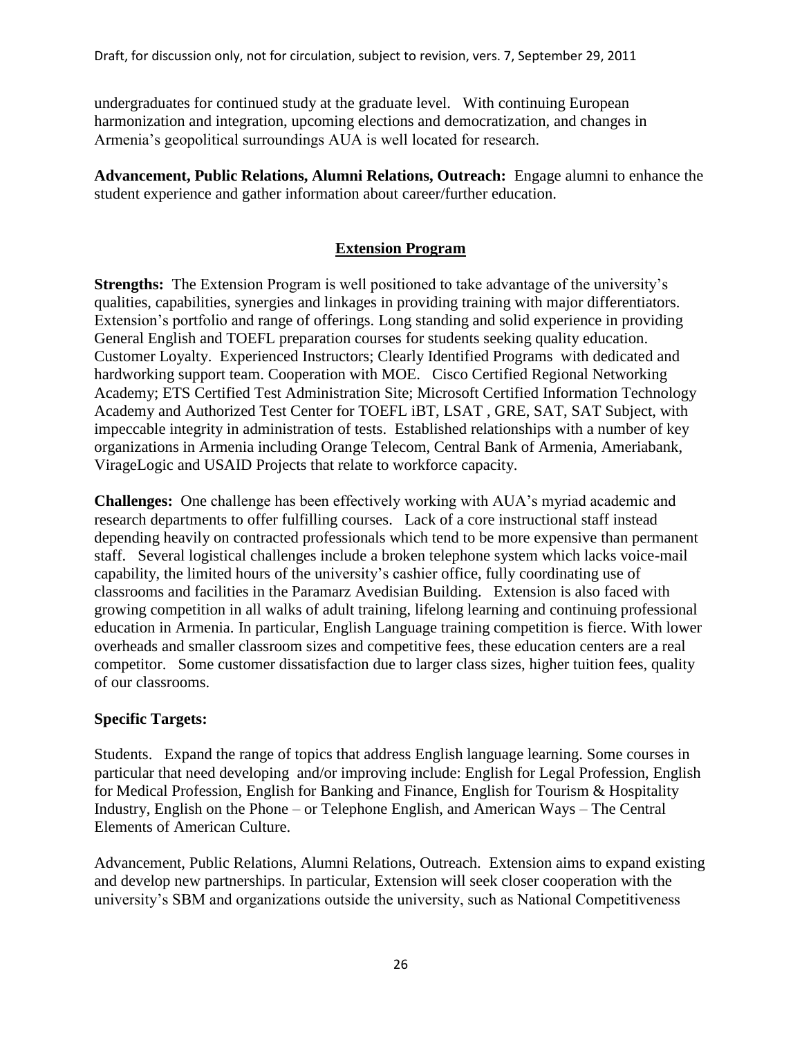undergraduates for continued study at the graduate level. With continuing European harmonization and integration, upcoming elections and democratization, and changes in Armenia's geopolitical surroundings AUA is well located for research.

**Advancement, Public Relations, Alumni Relations, Outreach:** Engage alumni to enhance the student experience and gather information about career/further education.

## Extension Program

**Strengths:** The Extension Program is well positioned to take advantage of the university's qualities, capabilities, synergies and linkages in providing training with major differentiators. Extension's portfolio and range of offerings. Long standing and solid experience in providing General English and TOEFL preparation courses for students seeking quality education. Customer Loyalty. Experienced Instructors; Clearly Identified Programs with dedicated and hardworking support team. Cooperation with MOE. Cisco Certified Regional Networking Academy; ETS Certified Test Administration Site; Microsoft Certified Information Technology Academy and Authorized Test Center for TOEFL iBT, LSAT , GRE, SAT, SAT Subject, with impeccable integrity in administration of tests. Established relationships with a number of key organizations in Armenia including Orange Telecom, Central Bank of Armenia, Ameriabank, VirageLogic and USAID Projects that relate to workforce capacity.

**Challenges:** One challenge has been effectively working with AUA's myriad academic and research departments to offer fulfilling courses. Lack of a core instructional staff instead depending heavily on contracted professionals which tend to be more expensive than permanent staff. Several logistical challenges include a broken telephone system which lacks voice-mail capability, the limited hours of the university's cashier office, fully coordinating use of classrooms and facilities in the Paramarz Avedisian Building. Extension is also faced with growing competition in all walks of adult training, lifelong learning and continuing professional education in Armenia. In particular, English Language training competition is fierce. With lower overheads and smaller classroom sizes and competitive fees, these education centers are a real competitor. Some customer dissatisfaction due to larger class sizes, higher tuition fees, quality of our classrooms.

**Specific Targets:**

Students. Expand the range of topics that address English language learning. Some courses in particular that need developing and/or improving include: English for Legal Profession, English for Medical Profession, English for Banking and Finance, English for Tourism & Hospitality Industry, English on the Phone – or Telephone English, and American Ways – The Central Elements of American Culture.

Advancement, Public Relations, Alumni Relations, Outreach. Extension aims to expand existing and develop new partnerships. In particular, Extension will seek closer cooperation with the university's SBM and organizations outside the university, such as National Competitiveness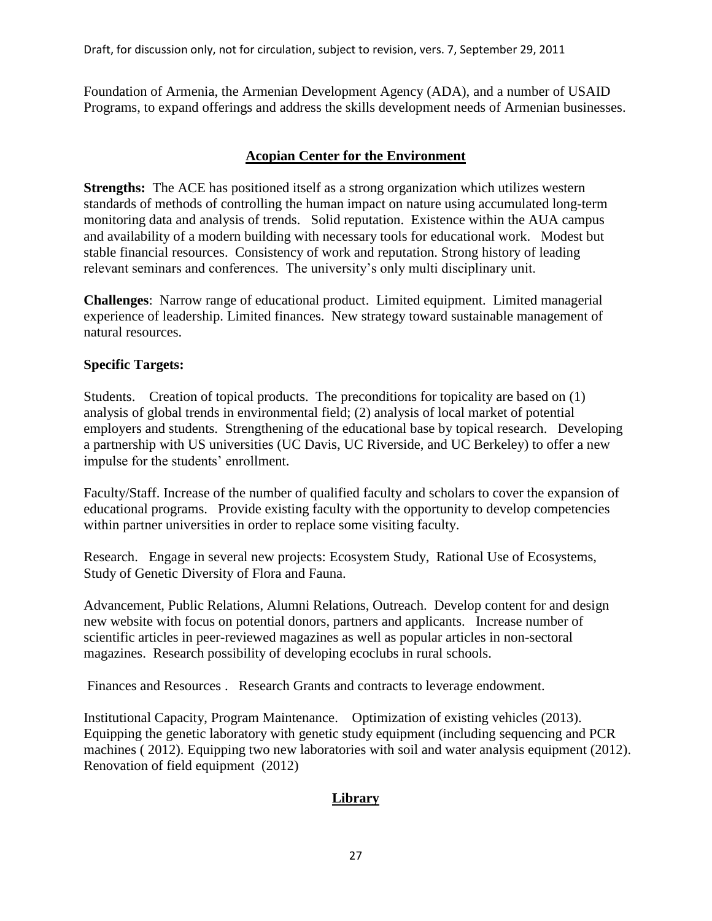Foundation of Armenia, the Armenian Development Agency (ADA), and a number of USAID Programs, to expand offerings and address the skills development needs of Armenian businesses.

## Acopian Center for the Environment

**Strengths:** The ACE has positioned itself as a strong organization which utilizes western standards of methods of controlling the human impact on nature using accumulated long-term monitoring data and analysis of trends. Solid reputation. Existence within the AUA campus and availability of a modern building with necessary tools for educational work. Modest but stable financial resources. Consistency of work and reputation. Strong history of leading relevant seminars and conferences. The university's only multi disciplinary unit.

**Challenges**: Narrow range of educational product. Limited equipment. Limited managerial experience of leadership. Limited finances. New strategy toward sustainable management of natural resources.

**Specific Targets:**

Students. Creation of topical products. The preconditions for topicality are based on (1) analysis of global trends in environmental field; (2) analysis of local market of potential employers and students. Strengthening of the educational base by topical research. Developing a partnership with US universities (UC Davis, UC Riverside, and UC Berkeley) to offer a new impulse for the students' enrollment.

Faculty/Staff. Increase of the number of qualified faculty and scholars to cover the expansion of educational programs. Provide existing faculty with the opportunity to develop competencies within partner universities in order to replace some visiting faculty.

Research. Engage in several new projects: Ecosystem Study, Rational Use of Ecosystems, Study of Genetic Diversity of Flora and Fauna.

Advancement, Public Relations, Alumni Relations, Outreach. Develop content for and design new website with focus on potential donors, partners and applicants. Increase number of scientific articles in peer-reviewed magazines as well as popular articles in non-sectoral magazines. Research possibility of developing ecoclubs in rural schools.

Finances and Resources . Research Grants and contracts to leverage endowment.

Institutional Capacity, Program Maintenance. Optimization of existing vehicles (2013). Equipping the genetic laboratory with genetic study equipment (including sequencing and PCR machines ( 2012). Equipping two new laboratories with soil and water analysis equipment (2012). Renovation of field equipment (2012)

## Library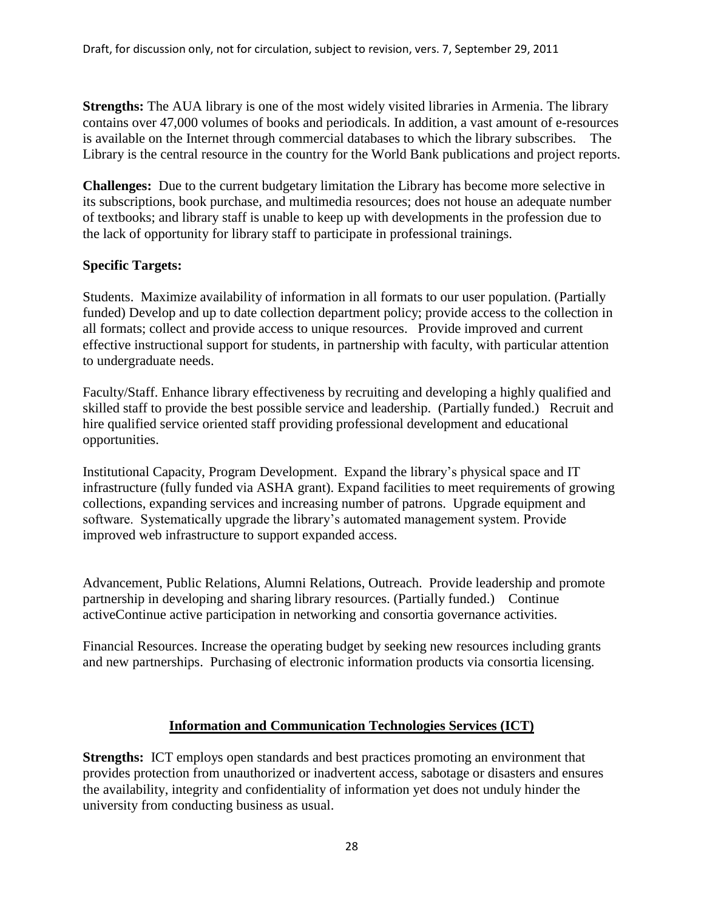**Strengths:** The AUA library is one of the most widely visited libraries in Armenia. The library contains over 47,000 volumes of books and periodicals. In addition, a vast amount of e-resources is available on the Internet through commercial databases to which the library subscribes. The Library is the central resource in the country for the World Bank publications and project reports.

**Challenges:** Due to the current budgetary limitation the Library has become more selective in its subscriptions, book purchase, and multimedia resources; does not house an adequate number of textbooks; and library staff is unable to keep up with developments in the profession due to the lack of opportunity for library staff to participate in professional trainings.

**Specific Targets:**

Students. Maximize availability of information in all formats to our user population. (Partially funded) Develop and up to date collection department policy; provide access to the collection in all formats; collect and provide access to unique resources. Provide improved and current effective instructional support for students, in partnership with faculty, with particular attention to undergraduate needs.

Faculty/Staff. Enhance library effectiveness by recruiting and developing a highly qualified and skilled staff to provide the best possible service and leadership. (Partially funded.) Recruit and hire qualified service oriented staff providing professional development and educational opportunities.

Institutional Capacity, Program Development. Expand the library's physical space and IT infrastructure (fully funded via ASHA grant). Expand facilities to meet requirements of growing collections, expanding services and increasing number of patrons. Upgrade equipment and software. Systematically upgrade the library's automated management system. Provide improved web infrastructure to support expanded access.

Advancement, Public Relations, Alumni Relations, Outreach. Provide leadership and promote partnership in developing and sharing library resources. (Partially funded.) Continue activeContinue active participation in networking and consortia governance activities.

Financial Resources. Increase the operating budget by seeking new resources including grants and new partnerships. Purchasing of electronic information products via consortia licensing.

## Information and Communication Technologies Services (ICT)

**Strengths:** ICT employs open standards and best practices promoting an environment that provides protection from unauthorized or inadvertent access, sabotage or disasters and ensures the availability, integrity and confidentiality of information yet does not unduly hinder the university from conducting business as usual.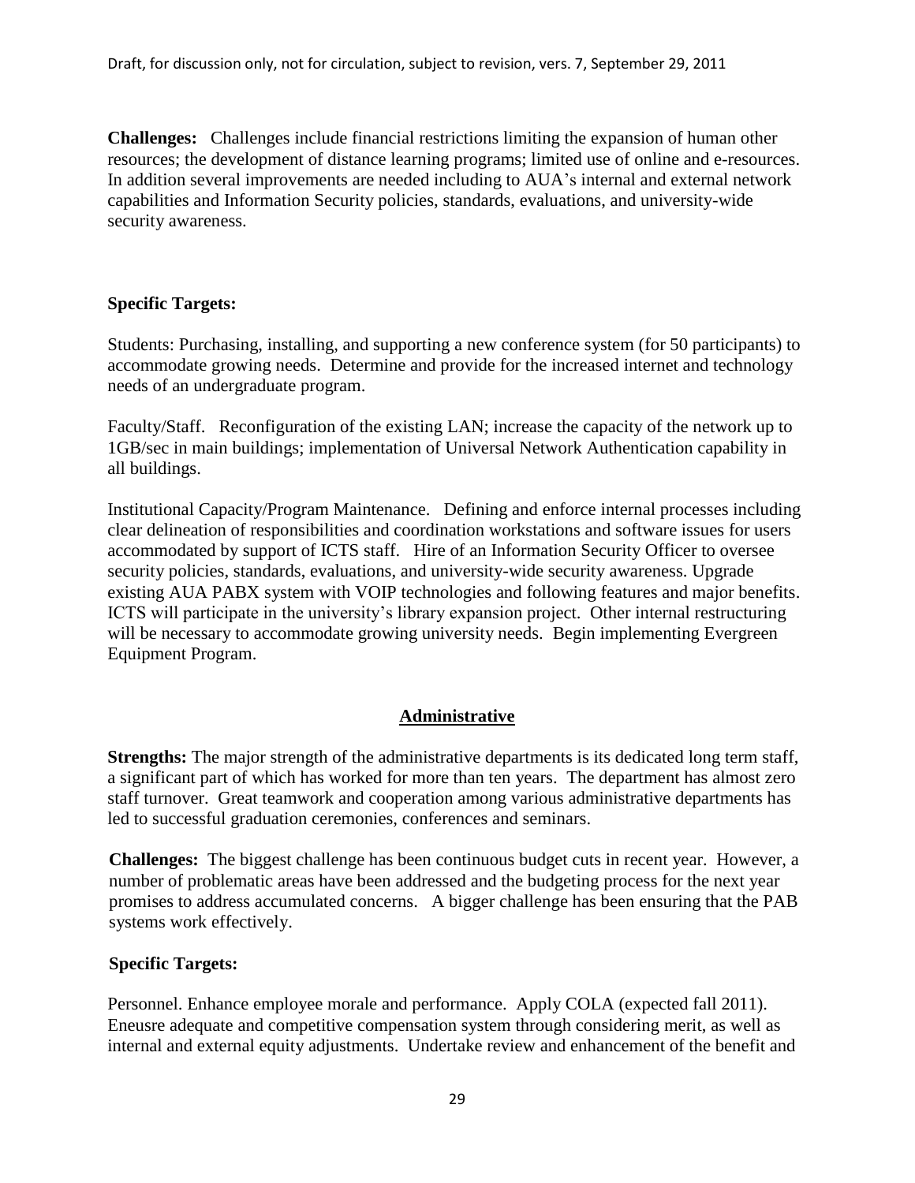**Challenges:** Challenges include financial restrictions limiting the expansion of human other resources; the development of distance learning programs; limited use of online and e-resources. In addition several improvements are needed including to AUA's internal and external network capabilities and Information Security policies, standards, evaluations, and university-wide security awareness.

**Specific Targets:**

Students: Purchasing, installing, and supporting a new conference system (for 50 participants) to accommodate growing needs. Determine and provide for the increased internet and technology needs of an undergraduate program.

Faculty/Staff. Reconfiguration of the existing LAN; increase the capacity of the network up to 1GB/sec in main buildings; implementation of Universal Network Authentication capability in all buildings.

Institutional Capacity/Program Maintenance. Defining and enforce internal processes including clear delineation of responsibilities and coordination workstations and software issues for users accommodated by support of ICTS staff. Hire of an Information Security Officer to oversee security policies, standards, evaluations, and university-wide security awareness. Upgrade existing AUA PABX system with VOIP technologies and following features and major benefits. ICTS will participate in the university's library expansion project. Other internal restructuring will be necessary to accommodate growing university needs. Begin implementing Evergreen Equipment Program.

## Administrative

**Strengths:** The major strength of the administrative departments is its dedicated long term staff, a significant part of which has worked for more than ten years. The department has almost zero staff turnover. Great teamwork and cooperation among various administrative departments has led to successful graduation ceremonies, conferences and seminars.

**Challenges:** The biggest challenge has been continuous budget cuts in recent year. However, a number of problematic areas have been addressed and the budgeting process for the next year promises to address accumulated concerns. A bigger challenge has been ensuring that the PAB systems work effectively.

**Specific Targets:**

Personnel. Enhance employee morale and performance. Apply COLA (expected fall 2011). Eneusre adequate and competitive compensation system through considering merit, as well as internal and external equity adjustments. Undertake review and enhancement of the benefit and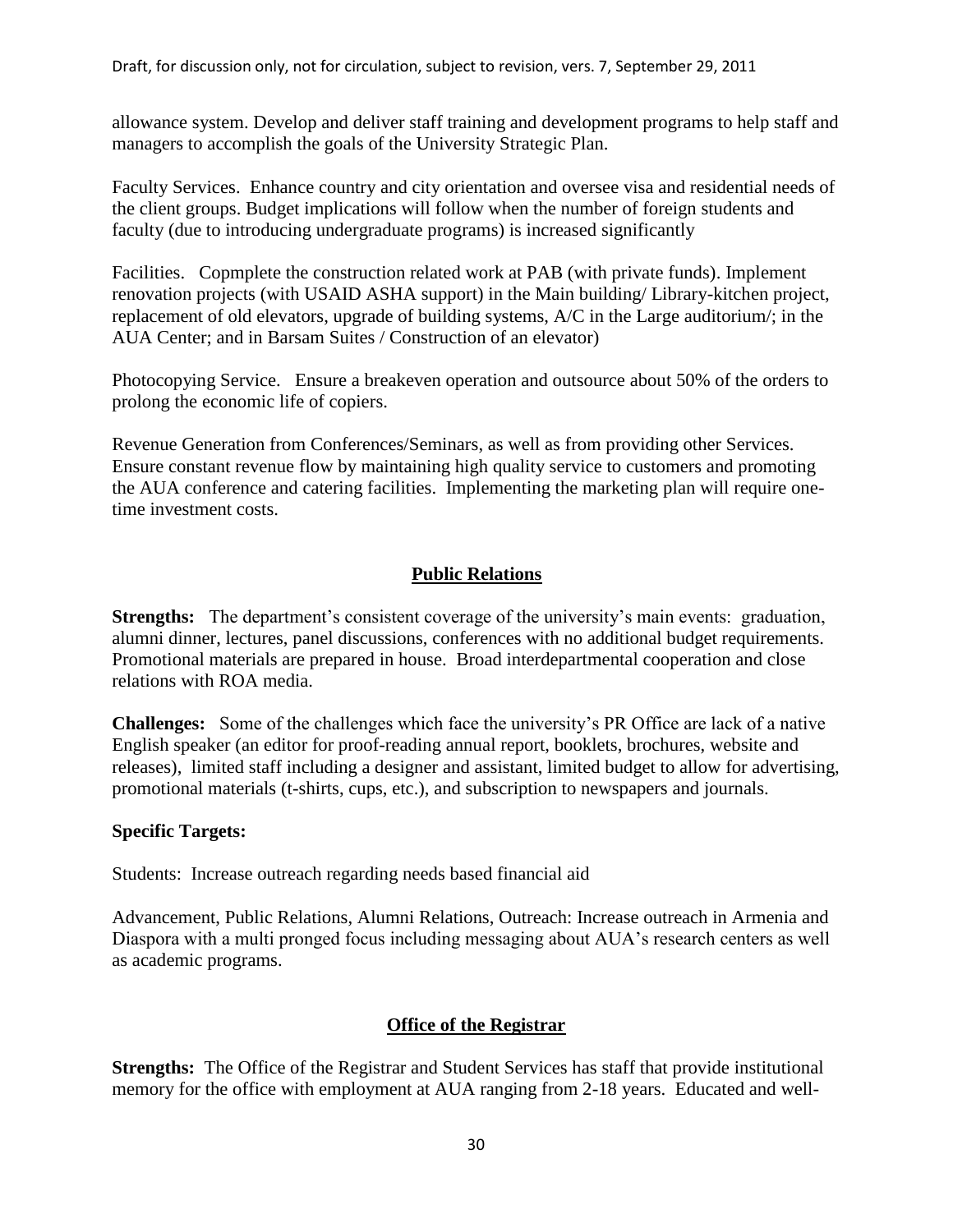allowance system. Develop and deliver staff training and development programs to help staff and managers to accomplish the goals of the University Strategic Plan.

Faculty Services. Enhance country and city orientation and oversee visa and residential needs of the client groups. Budget implications will follow when the number of foreign students and faculty (due to introducing undergraduate programs) is increased significantly

Facilities. Copmplete the construction related work at PAB (with private funds). Implement renovation projects (with USAID ASHA support) in the Main building/ Library-kitchen project, replacement of old elevators, upgrade of building systems, A/C in the Large auditorium/; in the AUA Center; and in Barsam Suites / Construction of an elevator)

Photocopying Service. Ensure a breakeven operation and outsource about 50% of the orders to prolong the economic life of copiers.

Revenue Generation from Conferences/Seminars, as well as from providing other Services. Ensure constant revenue flow by maintaining high quality service to customers and promoting the AUA conference and catering facilities. Implementing the marketing plan will require one-time investment costs.

## Public Relations

**Strengths:** The department's consistent coverage of the university's main events: graduation, alumni dinner, lectures, panel discussions, conferences with no additional budget requirements. Promotional materials are prepared in house. Broad interdepartmental cooperation and close relations with ROA media.

**Challenges:** Some of the challenges which face the university's PR Office are lack of a native English speaker (an editor for proof-reading annual report, booklets, brochures, website and releases), limited staff including a designer and assistant, limited budget to allow for advertising, promotional materials (t-shirts, cups, etc.), and subscription to newspapers and journals.

**Specific Targets:**

Students: Increase outreach regarding needs based financial aid

Advancement, Public Relations, Alumni Relations, Outreach: Increase outreach in Armenia and Diaspora with a multi pronged focus including messaging about AUA's research centers as well as academic programs.

## Office of the Registrar

**Strengths:** The Office of the Registrar and Student Services has staff that provide institutional memory for the office with employment at AUA ranging from 2-18 years. Educated and well-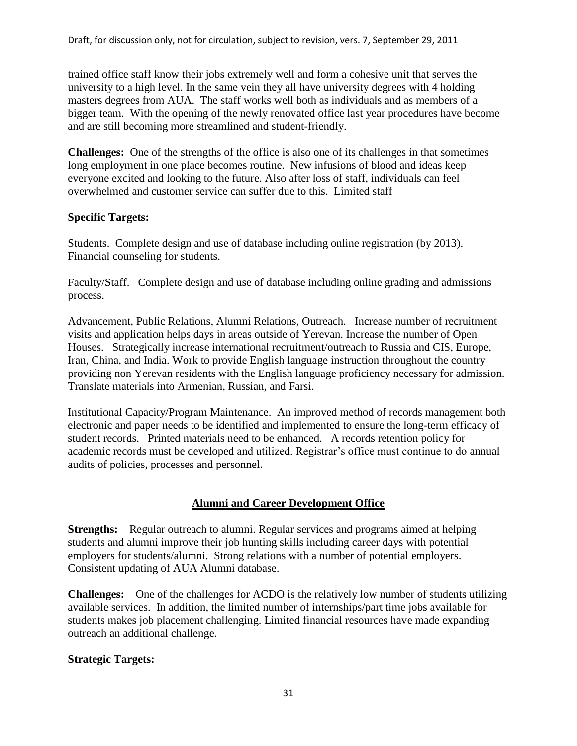trained office staff know their jobs extremely well and form a cohesive unit that serves the university to a high level. In the same vein they all have university degrees with 4 holding masters degrees from AUA. The staff works well both as individuals and as members of a bigger team. With the opening of the newly renovated office last year procedures have become and are still becoming more streamlined and student-friendly.

**Challenges:** One of the strengths of the office is also one of its challenges in that sometimes long employment in one place becomes routine. New infusions of blood and ideas keep everyone excited and looking to the future. Also after loss of staff, individuals can feel overwhelmed and customer service can suffer due to this. Limited staff

**Specific Targets:**

Students. Complete design and use of database including online registration (by 2013). Financial counseling for students.

Faculty/Staff. Complete design and use of database including online grading and admissions process.

Advancement, Public Relations, Alumni Relations, Outreach. Increase number of recruitment visits and application helps days in areas outside of Yerevan. Increase the number of Open Houses. Strategically increase international recruitment/outreach to Russia and CIS, Europe, Iran, China, and India. Work to provide English language instruction throughout the country providing non Yerevan residents with the English language proficiency necessary for admission. Translate materials into Armenian, Russian, and Farsi.

Institutional Capacity/Program Maintenance. An improved method of records management both electronic and paper needs to be identified and implemented to ensure the long-term efficacy of student records. Printed materials need to be enhanced. A records retention policy for academic records must be developed and utilized. Registrar's office must continue to do annual audits of policies, processes and personnel.

## Alumni and Career Development Office

**Strengths:** Regular outreach to alumni. Regular services and programs aimed at helping students and alumni improve their job hunting skills including career days with potential employers for students/alumni. Strong relations with a number of potential employers. Consistent updating of AUA Alumni database.

**Challenges:** One of the challenges for ACDO is the relatively low number of students utilizing available services. In addition, the limited number of internships/part time jobs available for students makes job placement challenging. Limited financial resources have made expanding outreach an additional challenge.

**Strategic Targets:**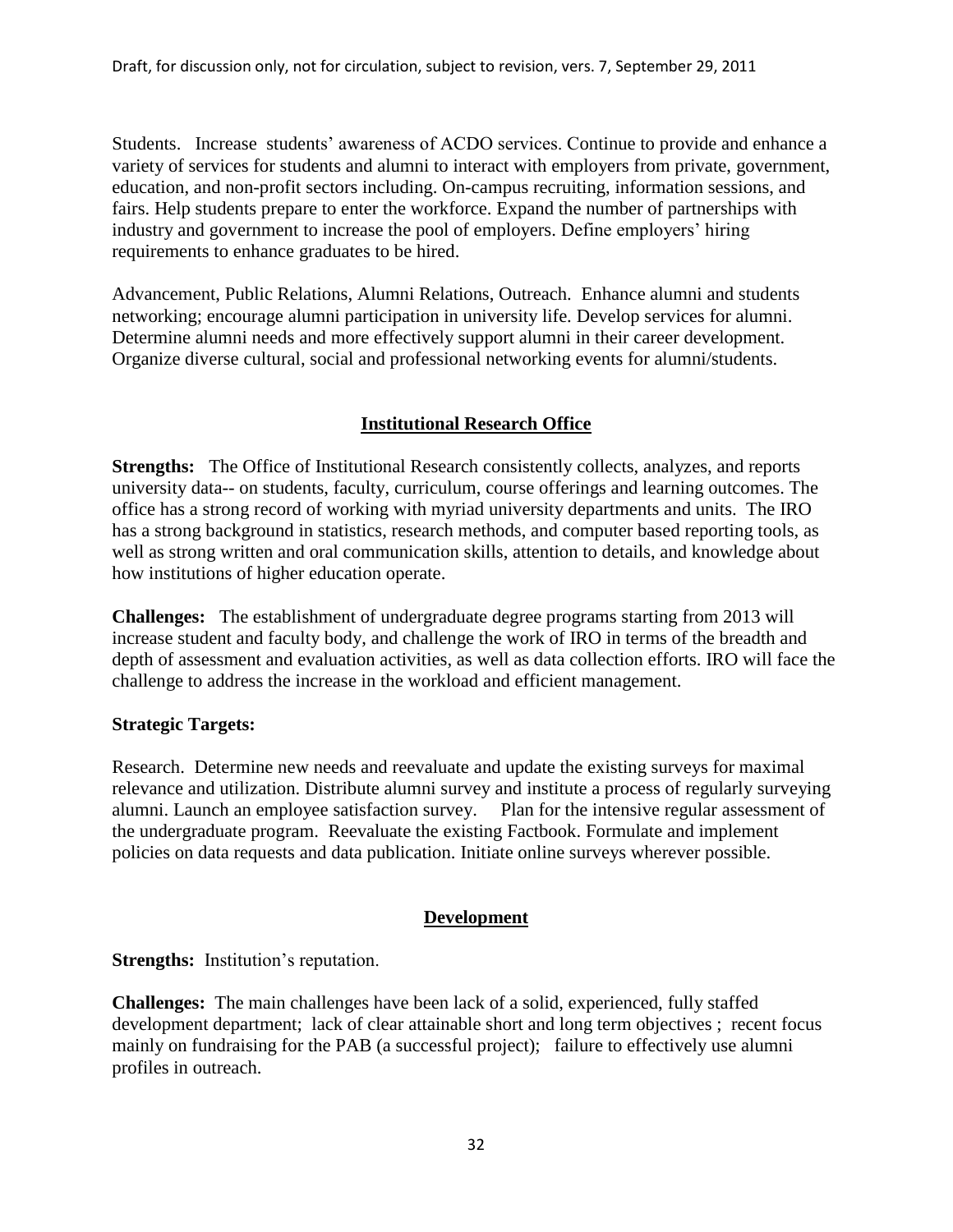Students. Increase students' awareness of ACDO services. Continue to provide and enhance a variety of services for students and alumni to interact with employers from private, government, education, and non-profit sectors including. On-campus recruiting, information sessions, and fairs. Help students prepare to enter the workforce. Expand the number of partnerships with industry and government to increase the pool of employers. Define employers' hiring requirements to enhance graduates to be hired.

Advancement, Public Relations, Alumni Relations, Outreach. Enhance alumni and students networking; encourage alumni participation in university life. Develop services for alumni. Determine alumni needs and more effectively support alumni in their career development. Organize diverse cultural, social and professional networking events for alumni/students.

## Institutional Research Office

**Strengths:** The Office of Institutional Research consistently collects, analyzes, and reports university data-- on students, faculty, curriculum, course offerings and learning outcomes. The office has a strong record of working with myriad university departments and units. The IRO has a strong background in statistics, research methods, and computer based reporting tools, as well as strong written and oral communication skills, attention to details, and knowledge about how institutions of higher education operate.

**Challenges:** The establishment of undergraduate degree programs starting from 2013 will increase student and faculty body, and challenge the work of IRO in terms of the breadth and depth of assessment and evaluation activities, as well as data collection efforts. IRO will face the challenge to address the increase in the workload and efficient management.

**Strategic Targets:**

Research. Determine new needs and reevaluate and update the existing surveys for maximal relevance and utilization. Distribute alumni survey and institute a process of regularly surveying alumni. Launch an employee satisfaction survey. Plan for the intensive regular assessment of the undergraduate program. Reevaluate the existing Factbook. Formulate and implement policies on data requests and data publication. Initiate online surveys wherever possible.

## Development

**Strengths:** Institution's reputation.

**Challenges:** The main challenges have been lack of a solid, experienced, fully staffed development department; lack of clear attainable short and long term objectives ; recent focus mainly on fundraising for the PAB (a successful project); failure to effectively use alumni profiles in outreach.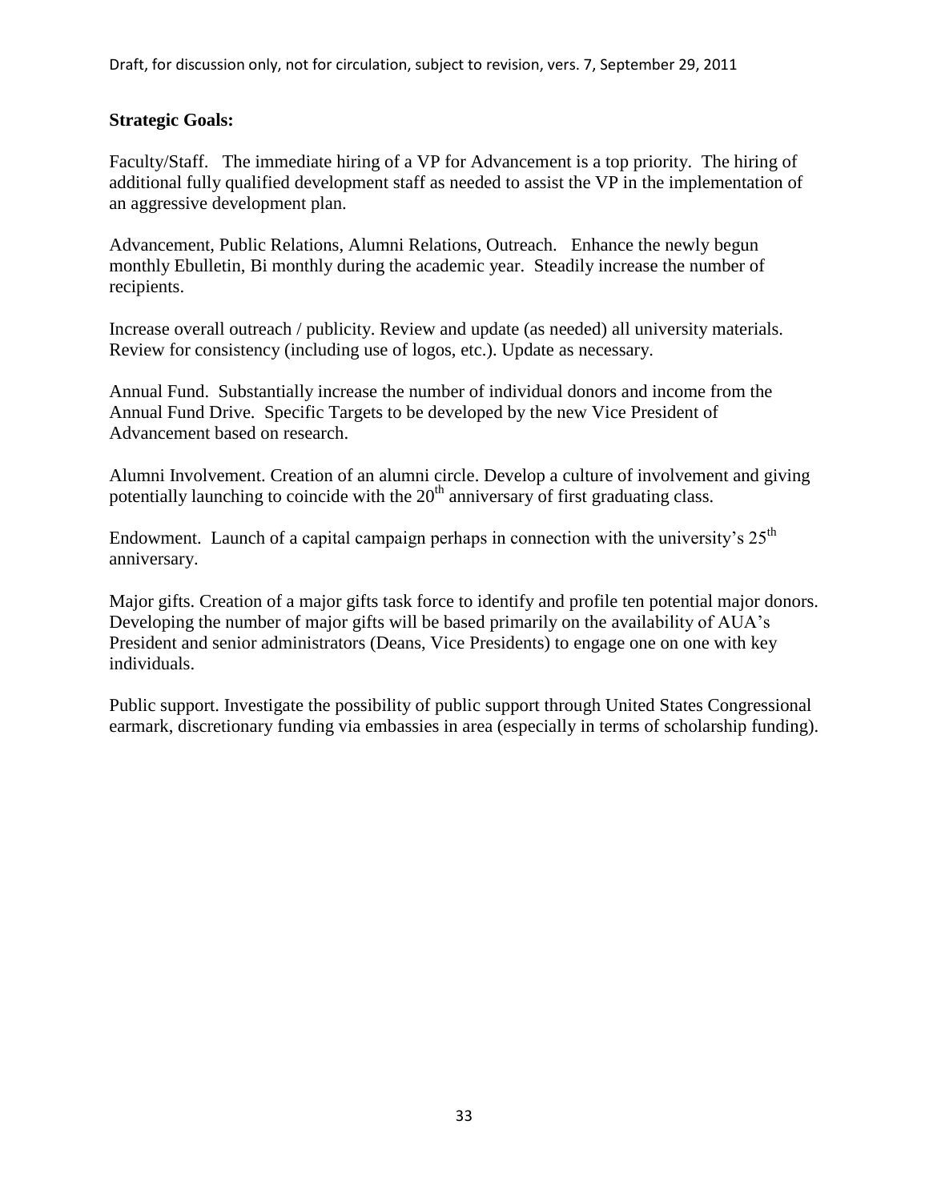**Strategic Goals:**

Faculty/Staff. The immediate hiring of a VP for Advancement is a top priority. The hiring of additional fully qualified development staff as needed to assist the VP in the implementation of an aggressive development plan.

Advancement, Public Relations, Alumni Relations, Outreach. Enhance the newly begun monthly Ebulletin, Bi monthly during the academic year. Steadily increase the number of recipients.

Increase overall outreach / publicity. Review and update (as needed) all university materials. Review for consistency (including use of logos, etc.). Update as necessary.

Annual Fund. Substantially increase the number of individual donors and income from the Annual Fund Drive. Specific Targets to be developed by the new Vice President of Advancement based on research.

Alumni Involvement. Creation of an alumni circle. Develop a culture of involvement and giving potentially launching to coincide with the 20th anniversary of first graduating class.

Endowment. Launch of a capital campaign perhaps in connection with the university's 25th anniversary.

Major gifts. Creation of a major gifts task force to identify and profile ten potential major donors. Developing the number of major gifts will be based primarily on the availability of AUA's President and senior administrators (Deans, Vice Presidents) to engage one on one with key individuals.

Public support. Investigate the possibility of public support through United States Congressional earmark, discretionary funding via embassies in area (especially in terms of scholarship funding).